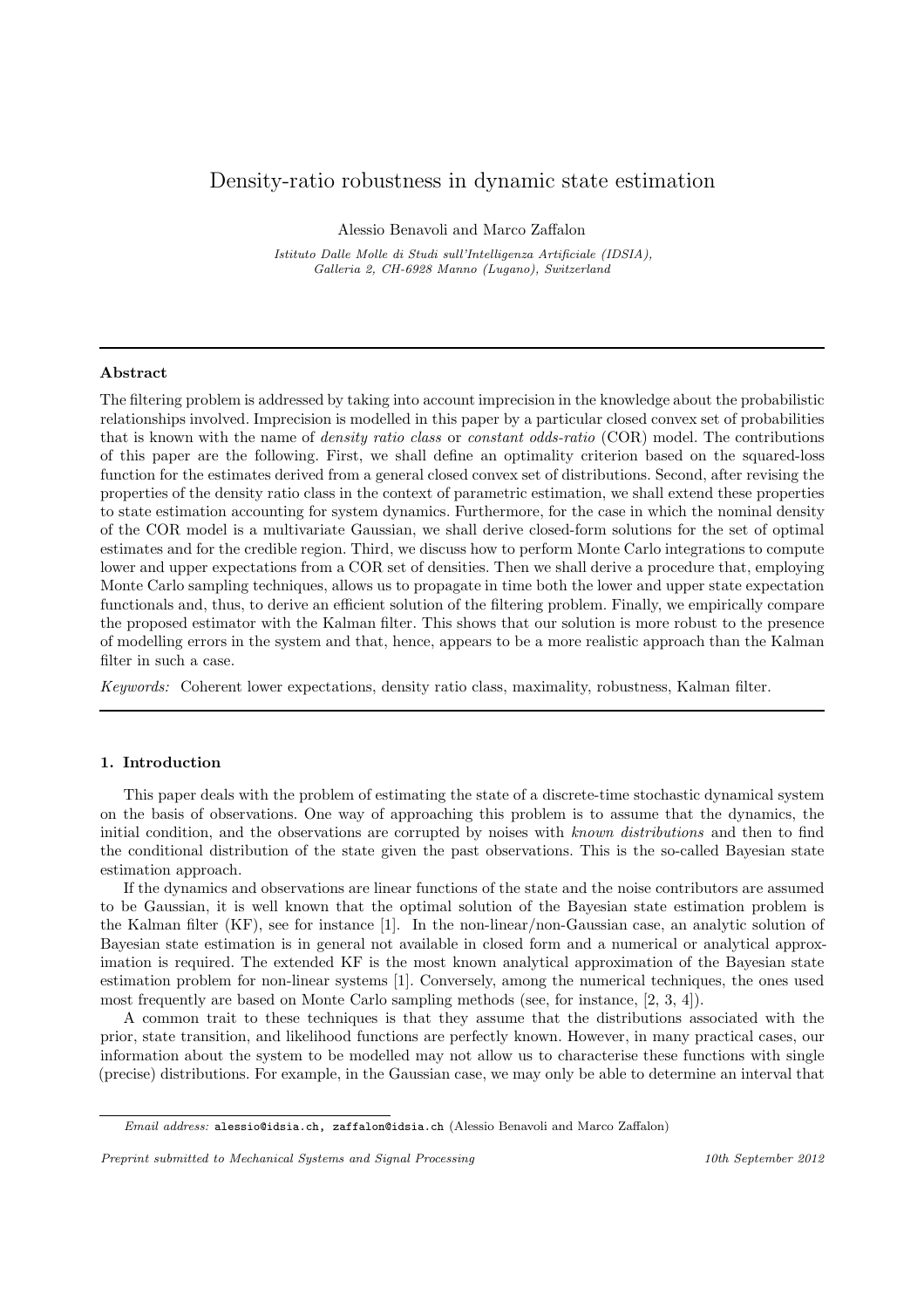# Density-ratio robustness in dynamic state estimation

Alessio Benavoli and Marco Zaffalon

*Istituto Dalle Molle di Studi sull'Intelligenza Artificiale (IDSIA), Galleria 2, CH-6928 Manno (Lugano), Switzerland*

---

### Abstract

The filtering problem is addressed by taking into account imprecision in the knowledge about the probabilistic relationships involved. Imprecision is modelled in this paper by a particular closed convex set of probabilities that is known with the name of *density ratio class* or *constant odds-ratio* (COR) model. The contributions of this paper are the following. First, we shall define an optimality criterion based on the squared-loss function for the estimates derived from a general closed convex set of distributions. Second, after revising the properties of the density ratio class in the context of parametric estimation, we shall extend these properties to state estimation accounting for system dynamics. Furthermore, for the case in which the nominal density of the COR model is a multivariate Gaussian, we shall derive closed-form solutions for the set of optimal estimates and for the credible region. Third, we discuss how to perform Monte Carlo integrations to compute lower and upper expectations from a COR set of densities. Then we shall derive a procedure that, employing Monte Carlo sampling techniques, allows us to propagate in time both the lower and upper state expectation functionals and, thus, to derive an efficient solution of the filtering problem. Finally, we empirically compare the proposed estimator with the Kalman filter. This shows that our solution is more robust to the presence of modelling errors in the system and that, hence, appears to be a more realistic approach than the Kalman filter in such a case.

*Keywords:* Coherent lower expectations, density ratio class, maximality, robustness, Kalman filter.

---

## 1. Introduction

This paper deals with the problem of estimating the state of a discrete-time stochastic dynamical system on the basis of observations. One way of approaching this problem is to assume that the dynamics, the initial condition, and the observations are corrupted by noises with *known distributions* and then to find the conditional distribution of the state given the past observations. This is the so-called Bayesian state estimation approach.

If the dynamics and observations are linear functions of the state and the noise contributors are assumed to be Gaussian, it is well known that the optimal solution of the Bayesian state estimation problem is the Kalman filter (KF), see for instance [1]. In the non-linear/non-Gaussian case, an analytic solution of Bayesian state estimation is in general not available in closed form and a numerical or analytical approximation is required. The extended KF is the most known analytical approximation of the Bayesian state estimation problem for non-linear systems [1]. Conversely, among the numerical techniques, the ones used most frequently are based on Monte Carlo sampling methods (see, for instance, [2, 3, 4]).

A common trait to these techniques is that they assume that the distributions associated with the prior, state transition, and likelihood functions are perfectly known. However, in many practical cases, our information about the system to be modelled may not allow us to characterise these functions with single (precise) distributions. For example, in the Gaussian case, we may only be able to determine an interval that

---

*Email address:* alessio@idsia.ch, zaffalon@idsia.ch (Alessio Benavoli and Marco Zaffalon)

*Preprint submitted to Mechanical Systems and Signal Processing* *10th September 2012*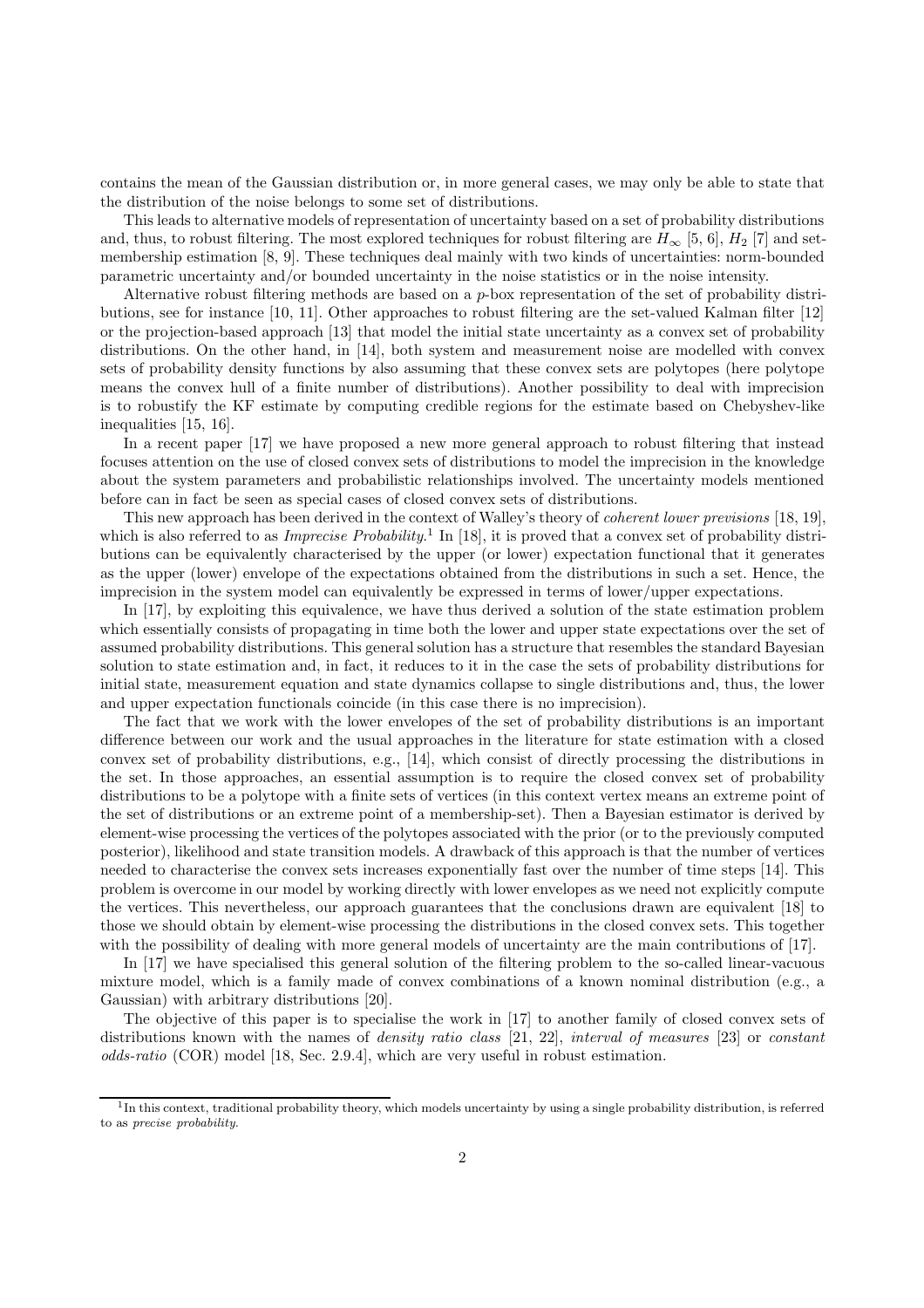contains the mean of the Gaussian distribution or, in more general cases, we may only be able to state that the distribution of the noise belongs to some set of distributions.

This leads to alternative models of representation of uncertainty based on a set of probability distributions and, thus, to robust filtering. The most explored techniques for robust filtering are $H_\infty$ [5, 6], $H_2$ [7] and set-membership estimation [8, 9]. These techniques deal mainly with two kinds of uncertainties: norm-bounded parametric uncertainty and/or bounded uncertainty in the noise statistics or in the noise intensity.

Alternative robust filtering methods are based on a $p$-box representation of the set of probability distributions, see for instance [10, 11]. Other approaches to robust filtering are the set-valued Kalman filter [12] or the projection-based approach [13] that model the initial state uncertainty as a convex set of probability distributions. On the other hand, in [14], both system and measurement noise are modelled with convex sets of probability density functions by also assuming that these convex sets are polytopes (here polytope means the convex hull of a finite number of distributions). Another possibility to deal with imprecision is to robustify the KF estimate by computing credible regions for the estimate based on Chebyshev-like inequalities [15, 16].

In a recent paper [17] we have proposed a new more general approach to robust filtering that instead focuses attention on the use of closed convex sets of distributions to model the imprecision in the knowledge about the system parameters and probabilistic relationships involved. The uncertainty models mentioned before can in fact be seen as special cases of closed convex sets of distributions.

This new approach has been derived in the context of Walley's theory of *coherent lower previsions* [18, 19], which is also referred to as *Imprecise Probability*.[1] In [18], it is proved that a convex set of probability distributions can be equivalently characterised by the upper (or lower) expectation functional that it generates as the upper (lower) envelope of the expectations obtained from the distributions in such a set. Hence, the imprecision in the system model can equivalently be expressed in terms of lower/upper expectations.

In [17], by exploiting this equivalence, we have thus derived a solution of the state estimation problem which essentially consists of propagating in time both the lower and upper state expectations over the set of assumed probability distributions. This general solution has a structure that resembles the standard Bayesian solution to state estimation and, in fact, it reduces to it in the case the sets of probability distributions for initial state, measurement equation and state dynamics collapse to single distributions and, thus, the lower and upper expectation functionals coincide (in this case there is no imprecision).

The fact that we work with the lower envelopes of the set of probability distributions is an important difference between our work and the usual approaches in the literature for state estimation with a closed convex set of probability distributions, e.g., [14], which consist of directly processing the distributions in the set. In those approaches, an essential assumption is to require the closed convex set of probability distributions to be a polytope with a finite sets of vertices (in this context vertex means an extreme point of the set of distributions or an extreme point of a membership-set). Then a Bayesian estimator is derived by element-wise processing the vertices of the polytopes associated with the prior (or to the previously computed posterior), likelihood and state transition models. A drawback of this approach is that the number of vertices needed to characterise the convex sets increases exponentially fast over the number of time steps [14]. This problem is overcome in our model by working directly with lower envelopes as we need not explicitly compute the vertices. This nevertheless, our approach guarantees that the conclusions drawn are equivalent [18] to those we should obtain by element-wise processing the distributions in the closed convex sets. This together with the possibility of dealing with more general models of uncertainty are the main contributions of [17].

In [17] we have specialised this general solution of the filtering problem to the so-called linear-vacuous mixture model, which is a family made of convex combinations of a known nominal distribution (e.g., a Gaussian) with arbitrary distributions [20].

The objective of this paper is to specialise the work in [17] to another family of closed convex sets of distributions known with the names of *density ratio class* [21, 22], *interval of measures* [23] or *constant odds-ratio* (COR) model [18, Sec. 2.9.4], which are very useful in robust estimation.

[1] In this context, traditional probability theory, which models uncertainty by using a single probability distribution, is referred to as *precise probability*.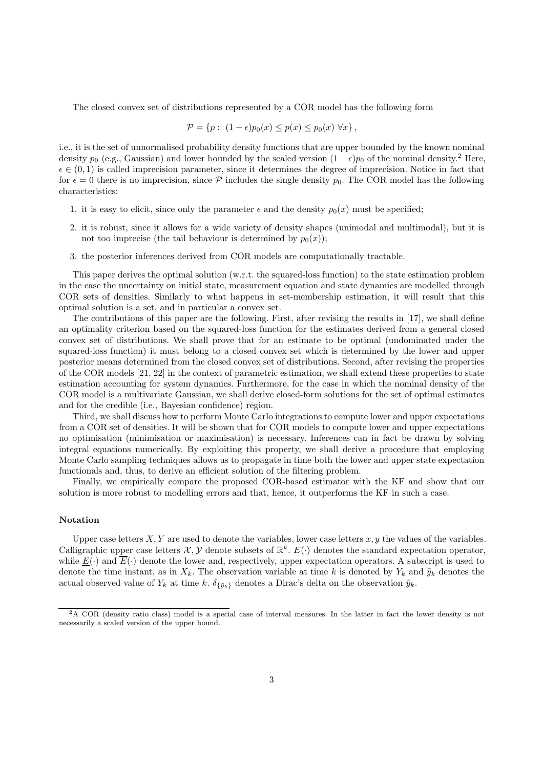The closed convex set of distributions represented by a COR model has the following form

$$\mathcal{P} = \{p : \ (1-\epsilon)p_0(x) \leq p(x) \leq p_0(x) \ \forall x\},$$

i.e., it is the set of unnormalised probability density functions that are upper bounded by the known nominal density $p_0$ (e.g., Gaussian) and lower bounded by the scaled version $(1-\epsilon)p_0$ of the nominal density.[2] Here, $\epsilon \in (0,1)$ is called imprecision parameter, since it determines the degree of imprecision. Notice in fact that for $\epsilon = 0$ there is no imprecision, since $\mathcal{P}$ includes the single density $p_0$. The COR model has the following characteristics:

1. it is easy to elicit, since only the parameter $\epsilon$ and the density $p_0(x)$ must be specified;
2. it is robust, since it allows for a wide variety of density shapes (unimodal and multimodal), but it is not too imprecise (the tail behaviour is determined by $p_0(x)$);
3. the posterior inferences derived from COR models are computationally tractable.

This paper derives the optimal solution (w.r.t. the squared-loss function) to the state estimation problem in the case the uncertainty on initial state, measurement equation and state dynamics are modelled through COR sets of densities. Similarly to what happens in set-membership estimation, it will result that this optimal solution is a set, and in particular a convex set.

The contributions of this paper are the following. First, after revising the results in [17], we shall define an optimality criterion based on the squared-loss function for the estimates derived from a general closed convex set of distributions. We shall prove that for an estimate to be optimal (undominated under the squared-loss function) it must belong to a closed convex set which is determined by the lower and upper posterior means determined from the closed convex set of distributions. Second, after revising the properties of the COR models [21, 22] in the context of parametric estimation, we shall extend these properties to state estimation accounting for system dynamics. Furthermore, for the case in which the nominal density of the COR model is a multivariate Gaussian, we shall derive closed-form solutions for the set of optimal estimates and for the credible (i.e., Bayesian confidence) region.

Third, we shall discuss how to perform Monte Carlo integrations to compute lower and upper expectations from a COR set of densities. It will be shown that for COR models to compute lower and upper expectations no optimisation (minimisation or maximisation) is necessary. Inferences can in fact be drawn by solving integral equations numerically. By exploiting this property, we shall derive a procedure that employing Monte Carlo sampling techniques allows us to propagate in time both the lower and upper state expectation functionals and, thus, to derive an efficient solution of the filtering problem.

Finally, we empirically compare the proposed COR-based estimator with the KF and show that our solution is more robust to modelling errors and that, hence, it outperforms the KF in such a case.

### Notation

Upper case letters $X, Y$ are used to denote the variables, lower case letters $x, y$ the values of the variables. Calligraphic upper case letters $\mathcal{X}, \mathcal{Y}$ denote subsets of $\mathbb{R}^k$. $E(\cdot)$ denotes the standard expectation operator, while $\underline{E}(\cdot)$ and $\overline{E}(\cdot)$ denote the lower and, respectively, upper expectation operators. A subscript is used to denote the time instant, as in $X_k$. The observation variable at time $k$ is denoted by $Y_k$ and $\tilde{y}_k$ denotes the actual observed value of $Y_k$ at time $k$. $\delta_{\{\tilde{y}_k\}}$ denotes a Dirac's delta on the observation $\tilde{y}_k$.

[2] A COR (density ratio class) model is a special case of interval measures. In the latter in fact the lower density is not necessarily a scaled version of the upper bound.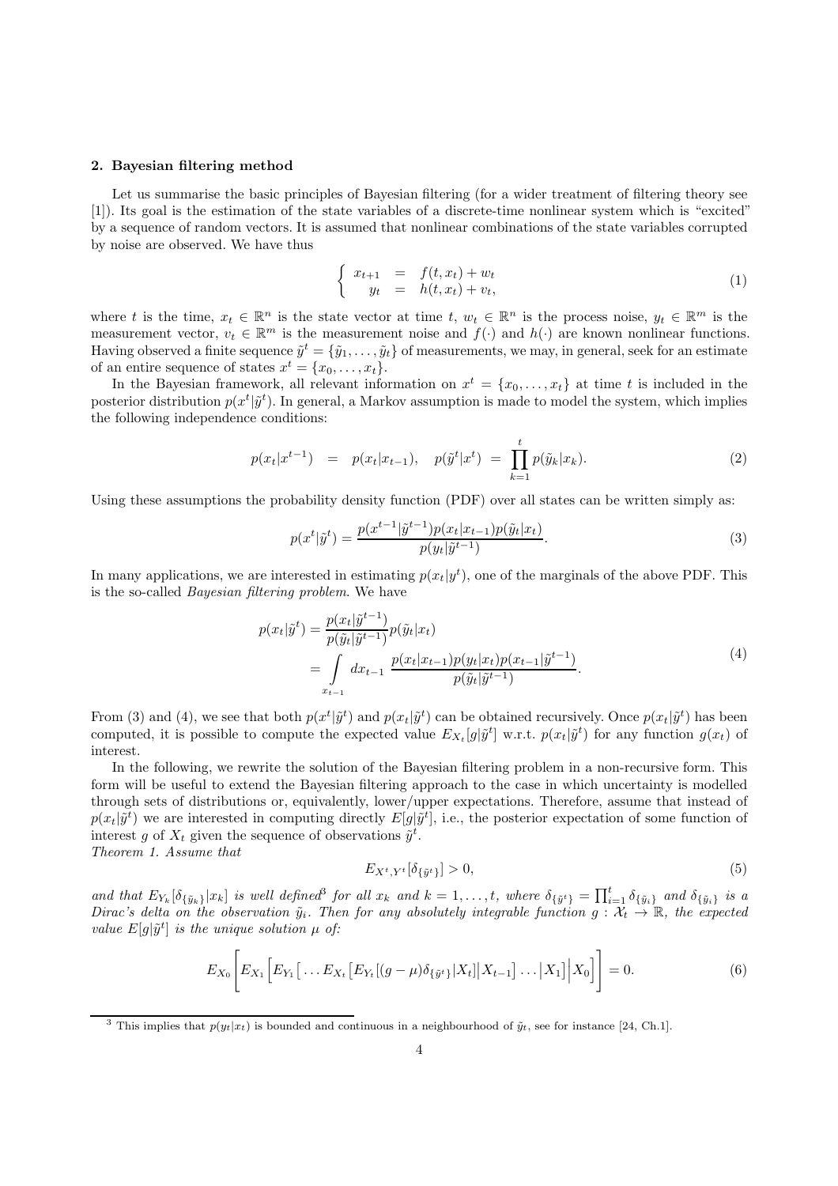## 2. Bayesian filtering method

Let us summarise the basic principles of Bayesian filtering (for a wider treatment of filtering theory see [1]). Its goal is the estimation of the state variables of a discrete-time nonlinear system which is "excited" by a sequence of random vectors. It is assumed that nonlinear combinations of the state variables corrupted by noise are observed. We have thus

$$
\left\{ \begin{array}{rcl} x_{t+1} & = & f(t, x_t) + w_t \\ y_t & = & h(t, x_t) + v_t, \end{array} \right. \tag{1}
$$

where $t$ is the time, $x_t \in \mathbb{R}^n$ is the state vector at time $t$, $w_t \in \mathbb{R}^n$ is the process noise, $y_t \in \mathbb{R}^m$ is the measurement vector, $v_t \in \mathbb{R}^m$ is the measurement noise and $f(\cdot)$ and $h(\cdot)$ are known nonlinear functions. Having observed a finite sequence $\tilde{y}^t = \{\tilde{y}_1, \ldots, \tilde{y}_t\}$ of measurements, we may, in general, seek for an estimate of an entire sequence of states $x^t = \{x_0, \ldots, x_t\}$.

In the Bayesian framework, all relevant information on $x^t = \{x_0, \ldots, x_t\}$ at time $t$ is included in the posterior distribution $p(x^t|\tilde{y}^t)$. In general, a Markov assumption is made to model the system, which implies the following independence conditions:

$$
p(x_t|x^{t-1}) \;\; = \;\; p(x_t|x_{t-1}), \quad p(\tilde{y}^t|x^t) \; = \; \prod_{k=1}^{t} p(\tilde{y}_k|x_k). \tag{2}
$$

Using these assumptions the probability density function (PDF) over all states can be written simply as:

$$
p(x^t|\tilde{y}^t) = \frac{p(x^{t-1}|\tilde{y}^{t-1})p(x_t|x_{t-1})p(\tilde{y}_t|x_t)}{p(y_t|\tilde{y}^{t-1})}. \tag{3}
$$

In many applications, we are interested in estimating $p(x_t|y^t)$, one of the marginals of the above PDF. This is the so-called *Bayesian filtering problem*. We have

$$
\begin{aligned}
p(x_t|\tilde{y}^t) &= \frac{p(x_t|\tilde{y}^{t-1})}{p(\tilde{y}_t|\tilde{y}^{t-1})} p(\tilde{y}_t|x_t) \\
&= \int\limits_{x_{t-1}} dx_{t-1} \; \frac{p(x_t|x_{t-1})p(y_t|x_t)p(x_{t-1}|\tilde{y}^{t-1})}{p(\tilde{y}_t|\tilde{y}^{t-1})}.
\end{aligned} \tag{4}
$$

From (3) and (4), we see that both $p(x^t|\tilde{y}^t)$ and $p(x_t|\tilde{y}^t)$ can be obtained recursively. Once $p(x_t|\tilde{y}^t)$ has been computed, it is possible to compute the expected value $E_{X_t}[g|\tilde{y}^t]$ w.r.t. $p(x_t|\tilde{y}^t)$ for any function $g(x_t)$ of interest.

In the following, we rewrite the solution of the Bayesian filtering problem in a non-recursive form. This form will be useful to extend the Bayesian filtering approach to the case in which uncertainty is modelled through sets of distributions or, equivalently, lower/upper expectations. Therefore, assume that instead of $p(x_t|\tilde{y}^t)$ we are interested in computing directly $E[g|\tilde{y}^t]$, i.e., the posterior expectation of some function of interest $g$ of $X_t$ given the sequence of observations $\tilde{y}^t$.

*Theorem 1. Assume that*

$$
E_{X^t,Y^t}[\delta_{\{\tilde{y}^t\}}] > 0, \tag{5}
$$

*and that $E_{Y_k}[\delta_{\{\tilde{y}_k\}}|x_k]$ is well defined*[3] *for all $x_k$ and $k = 1, \ldots, t$, where $\delta_{\{\tilde{y}^t\}} = \prod_{i=1}^t \delta_{\{\tilde{y}_i\}}$ and $\delta_{\{\tilde{y}_i\}}$ is a Dirac's delta on the observation $\tilde{y}_i$. Then for any absolutely integrable function $g : \mathcal{X}_t \to \mathbb{R}$, the expected value $E[g|\tilde{y}^t]$ is the unique solution $\mu$ of:*

$$
E_{X_0}\left[ E_{X_1}\Big[ E_{Y_1}\big[ \ldots E_{X_t}\big[ E_{Y_t}[(g-\mu)\delta_{\{\tilde{y}^t\}}|X_t] \big| X_{t-1}\big] \ldots \big| X_1 \big] \Big| X_0 \Big] \right] = 0. \tag{6}
$$

[3] This implies that $p(y_t|x_t)$ is bounded and continuous in a neighbourhood of $\tilde{y}_t$, see for instance [24, Ch.1].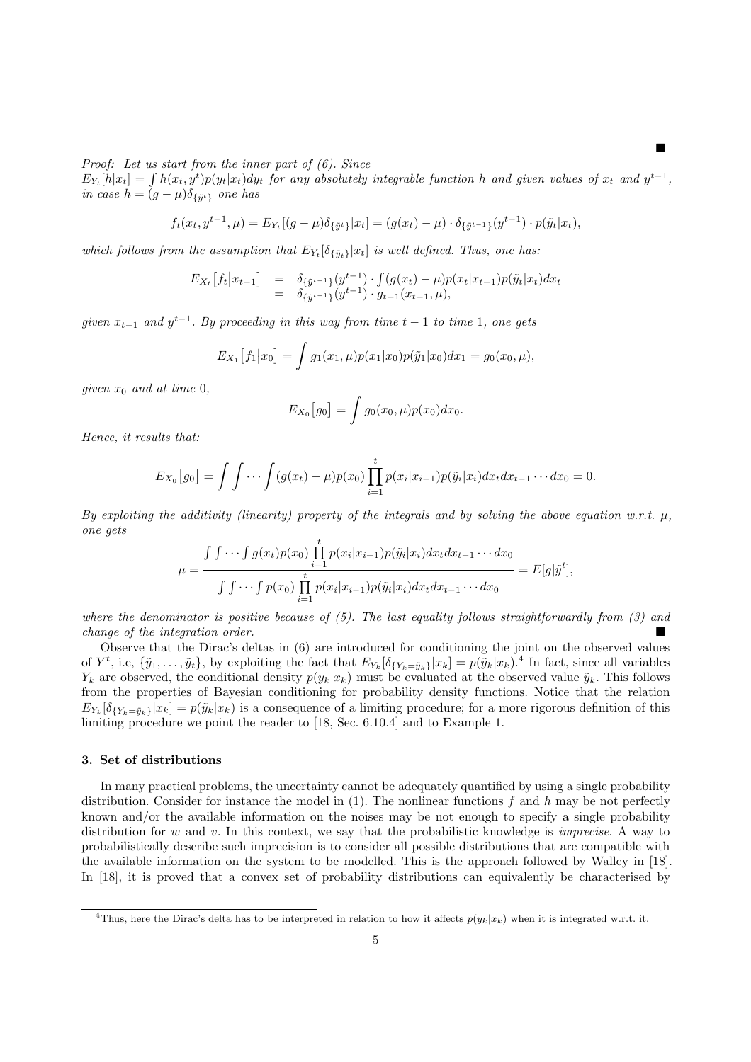■

*Proof:* Let us start from the inner part of (6). Since $E_{Y_t}[h|x_t] = \int h(x_t, y^t) p(y_t|x_t) dy_t$ for any absolutely integrable function $h$ and given values of $x_t$ and $y^{t-1}$, in case $h = (g-\mu)\delta_{\{\tilde{y}^t\}}$ one has

$$f_t(x_t, y^{t-1}, \mu) = E_{Y_t}[(g-\mu)\delta_{\{\tilde{y}^t\}}|x_t] = (g(x_t) - \mu) \cdot \delta_{\{\tilde{y}^{t-1}\}}(y^{t-1}) \cdot p(\tilde{y}_t|x_t),$$

which follows from the assumption that $E_{Y_t}[\delta_{\{\tilde{y}_t\}}|x_t]$ is well defined. Thus, one has:

$$\begin{aligned} E_{X_t}\big[f_t\big|x_{t-1}\big] &= \delta_{\{\tilde{y}^{t-1}\}}(y^{t-1}) \cdot \int (g(x_t) - \mu) p(x_t|x_{t-1}) p(\tilde{y}_t|x_t) dx_t \\ &= \delta_{\{\tilde{y}^{t-1}\}}(y^{t-1}) \cdot g_{t-1}(x_{t-1}, \mu), \end{aligned}$$

given $x_{t-1}$ and $y^{t-1}$. By proceeding in this way from time $t-1$ to time 1, one gets

$$E_{X_1}\big[f_1\big|x_0\big] = \int g_1(x_1, \mu) p(x_1|x_0) p(\tilde{y}_1|x_0) dx_1 = g_0(x_0, \mu),$$

given $x_0$ and at time 0,

$$E_{X_0}\big[g_0\big] = \int g_0(x_0, \mu) p(x_0) dx_0.$$

Hence, it results that:

$$E_{X_0}\big[g_0\big] = \int \int \cdots \int (g(x_t) - \mu) p(x_0) \prod_{i=1}^{t} p(x_i|x_{i-1}) p(\tilde{y}_i|x_i) dx_t dx_{t-1} \cdots dx_0 = 0.$$

By exploiting the additivity (linearity) property of the integrals and by solving the above equation w.r.t. $\mu$, one gets

$$\mu = \frac{\int \int \cdots \int g(x_t) p(x_0) \prod\limits_{i=1}^{t} p(x_i|x_{i-1}) p(\tilde{y}_i|x_i) dx_t dx_{t-1} \cdots dx_0}{\int \int \cdots \int p(x_0) \prod\limits_{i=1}^{t} p(x_i|x_{i-1}) p(\tilde{y}_i|x_i) dx_t dx_{t-1} \cdots dx_0} = E[g|\tilde{y}^t],$$

where the denominator is positive because of (5). The last equality follows straightforwardly from (3) and change of the integration order. ■

Observe that the Dirac's deltas in (6) are introduced for conditioning the joint on the observed values of $Y^t$, i.e, $\{\tilde{y}_1, \ldots, \tilde{y}_t\}$, by exploiting the fact that $E_{Y_k}[\delta_{\{Y_k = \tilde{y}_k\}}|x_k] = p(\tilde{y}_k|x_k)$.[4] In fact, since all variables $Y_k$ are observed, the conditional density $p(y_k|x_k)$ must be evaluated at the observed value $\tilde{y}_k$. This follows from the properties of Bayesian conditioning for probability density functions. Notice that the relation $E_{Y_k}[\delta_{\{Y_k = \tilde{y}_k\}}|x_k] = p(\tilde{y}_k|x_k)$ is a consequence of a limiting procedure; for a more rigorous definition of this limiting procedure we point the reader to [18, Sec. 6.10.4] and to Example 1.

### 3. Set of distributions

In many practical problems, the uncertainty cannot be adequately quantified by using a single probability distribution. Consider for instance the model in (1). The nonlinear functions $f$ and $h$ may be not perfectly known and/or the available information on the noises may be not enough to specify a single probability distribution for $w$ and $v$. In this context, we say that the probabilistic knowledge is *imprecise*. A way to probabilistically describe such imprecision is to consider all possible distributions that are compatible with the available information on the system to be modelled. This is the approach followed by Walley in [18]. In [18], it is proved that a convex set of probability distributions can equivalently be characterised by

[4] Thus, here the Dirac's delta has to be interpreted in relation to how it affects $p(y_k|x_k)$ when it is integrated w.r.t. it.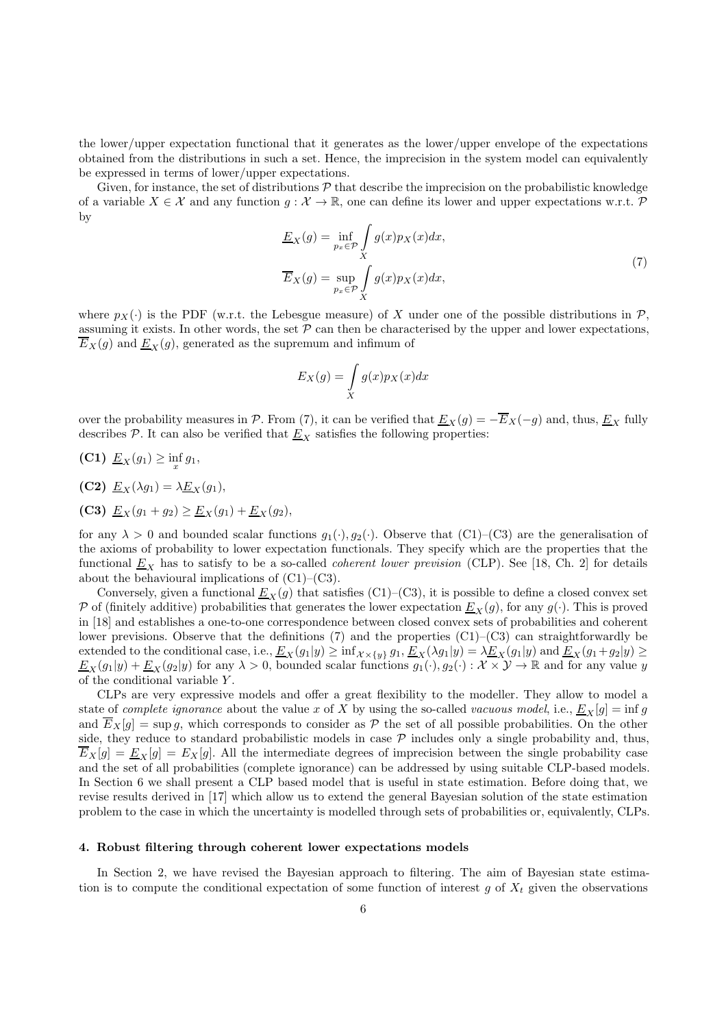the lower/upper expectation functional that it generates as the lower/upper envelope of the expectations obtained from the distributions in such a set. Hence, the imprecision in the system model can equivalently be expressed in terms of lower/upper expectations.

Given, for instance, the set of distributions $\mathcal{P}$ that describe the imprecision on the probabilistic knowledge of a variable $X \in \mathcal{X}$ and any function $g : \mathcal{X} \to \mathbb{R}$, one can define its lower and upper expectations w.r.t. $\mathcal{P}$ by

$$
\begin{aligned}
\underline{E}_X(g) &= \inf_{p_x \in \mathcal{P}} \int\limits_X g(x) p_X(x) dx, \\
\overline{E}_X(g) &= \sup_{p_x \in \mathcal{P}} \int\limits_X g(x) p_X(x) dx,
\end{aligned}
\tag{7}
$$

where $p_X(\cdot)$ is the PDF (w.r.t. the Lebesgue measure) of $X$ under one of the possible distributions in $\mathcal{P}$, assuming it exists. In other words, the set $\mathcal{P}$ can then be characterised by the upper and lower expectations, $\overline{E}_X(g)$ and $\underline{E}_X(g)$, generated as the supremum and infimum of

$$
E_X(g) = \int\limits_X g(x) p_X(x) dx
$$

over the probability measures in $\mathcal{P}$. From (7), it can be verified that $\underline{E}_X(g) = -\overline{E}_X(-g)$ and, thus, $\underline{E}_X$ fully describes $\mathcal{P}$. It can also be verified that $\underline{E}_X$ satisfies the following properties:

**(C1)** $\underline{E}_X(g_1) \geq \inf_x g_1$,

**(C2)** $\underline{E}_X(\lambda g_1) = \lambda \underline{E}_X(g_1)$,

**(C3)** $\underline{E}_X(g_1 + g_2) \geq \underline{E}_X(g_1) + \underline{E}_X(g_2)$,

for any $\lambda > 0$ and bounded scalar functions $g_1(\cdot), g_2(\cdot)$. Observe that (C1)–(C3) are the generalisation of the axioms of probability to lower expectation functionals. They specify which are the properties that the functional $\underline{E}_X$ has to satisfy to be a so-called *coherent lower prevision* (CLP). See [18, Ch. 2] for details about the behavioural implications of (C1)–(C3).

Conversely, given a functional $\underline{E}_X(g)$ that satisfies (C1)–(C3), it is possible to define a closed convex set $\mathcal{P}$ of (finitely additive) probabilities that generates the lower expectation $\underline{E}_X(g)$, for any $g(\cdot)$. This is proved in [18] and establishes a one-to-one correspondence between closed convex sets of probabilities and coherent lower previsions. Observe that the definitions (7) and the properties (C1)–(C3) can straightforwardly be extended to the conditional case, i.e., $\underline{E}_X(g_1|y) \geq \inf_{\mathcal{X} \times \{y\}} g_1$, $\underline{E}_X(\lambda g_1|y) = \lambda \underline{E}_X(g_1|y)$ and $\underline{E}_X(g_1 + g_2|y) \geq \underline{E}_X(g_1|y) + \underline{E}_X(g_2|y)$ for any $\lambda > 0$, bounded scalar functions $g_1(\cdot), g_2(\cdot) : \mathcal{X} \times \mathcal{Y} \to \mathbb{R}$ and for any value $y$ of the conditional variable $Y$.

CLPs are very expressive models and offer a great flexibility to the modeller. They allow to model a state of *complete ignorance* about the value $x$ of $X$ by using the so-called *vacuous model*, i.e., $\underline{E}_X[g] = \inf g$ and $\overline{E}_X[g] = \sup g$, which corresponds to consider as $\mathcal{P}$ the set of all possible probabilities. On the other side, they reduce to standard probabilistic models in case $\mathcal{P}$ includes only a single probability and, thus, $\overline{E}_X[g] = \underline{E}_X[g] = E_X[g]$. All the intermediate degrees of imprecision between the single probability case and the set of all probabilities (complete ignorance) can be addressed by using suitable CLP-based models. In Section 6 we shall present a CLP based model that is useful in state estimation. Before doing that, we revise results derived in [17] which allow us to extend the general Bayesian solution of the state estimation problem to the case in which the uncertainty is modelled through sets of probabilities or, equivalently, CLPs.

## 4. Robust filtering through coherent lower expectations models

In Section 2, we have revised the Bayesian approach to filtering. The aim of Bayesian state estimation is to compute the conditional expectation of some function of interest $g$ of $X_t$ given the observations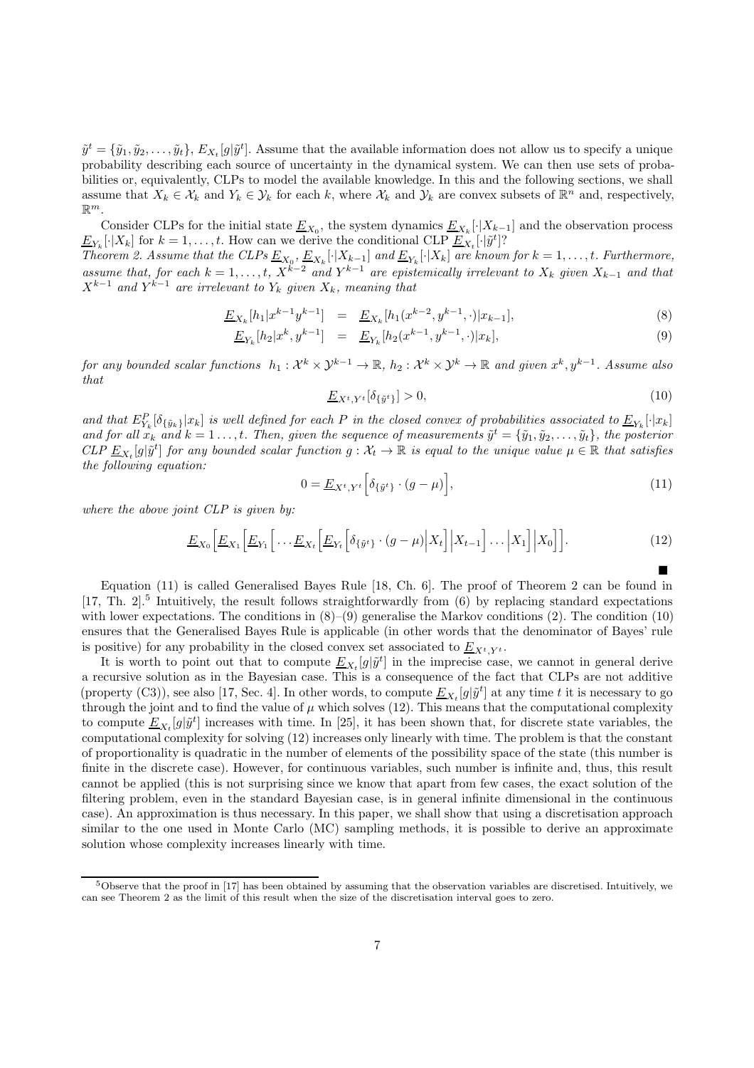$\tilde{y}^t = \{\tilde{y}_1, \tilde{y}_2, \ldots, \tilde{y}_t\}$, $E_{X_t}[g|\tilde{y}^t]$. Assume that the available information does not allow us to specify a unique probability describing each source of uncertainty in the dynamical system. We can then use sets of probabilities or, equivalently, CLPs to model the available knowledge. In this and the following sections, we shall assume that $X_k \in \mathcal{X}_k$ and $Y_k \in \mathcal{Y}_k$ for each $k$, where $\mathcal{X}_k$ and $\mathcal{Y}_k$ are convex subsets of $\mathbb{R}^n$ and, respectively, $\mathbb{R}^m$.

Consider CLPs for the initial state $\underline{E}_{X_0}$, the system dynamics $\underline{E}_{X_k}[\cdot|X_{k-1}]$ and the observation process $\underline{E}_{Y_k}[\cdot|X_k]$ for $k = 1, \ldots, t$. How can we derive the conditional CLP $\underline{E}_{X_t}[\cdot|\tilde{y}^t]$?

*Theorem 2. Assume that the CLPs $\underline{E}_{X_0}$, $\underline{E}_{X_k}[\cdot|X_{k-1}]$ and $\underline{E}_{Y_k}[\cdot|X_k]$ are known for $k = 1, \ldots, t$. Furthermore, assume that, for each $k = 1, \ldots, t$, $X^{k-2}$ and $Y^{k-1}$ are epistemically irrelevant to $X_k$ given $X_{k-1}$ and that $X^{k-1}$ and $Y^{k-1}$ are irrelevant to $Y_k$ given $X_k$, meaning that*

$$
\underline{E}_{X_k}[h_1|x^{k-1}y^{k-1}] = \underline{E}_{X_k}[h_1(x^{k-2}, y^{k-1}, \cdot)|x_{k-1}], \tag{8}
$$

$$
\underline{E}_{Y_k}[h_2|x^k, y^{k-1}] = \underline{E}_{Y_k}[h_2(x^{k-1}, y^{k-1}, \cdot)|x_k], \tag{9}
$$

*for any bounded scalar functions $h_1 : \mathcal{X}^k \times \mathcal{Y}^{k-1} \to \mathbb{R}$, $h_2 : \mathcal{X}^k \times \mathcal{Y}^k \to \mathbb{R}$ and given $x^k, y^{k-1}$. Assume also that*

$$
\underline{E}_{X^t,Y^t}[\delta_{\{\tilde{y}^t\}}] > 0, \tag{10}
$$

*and that $E^P_{Y_k}[\delta_{\{\tilde{y}_k\}}|x_k]$ is well defined for each $P$ in the closed convex of probabilities associated to $\underline{E}_{Y_k}[\cdot|x_k]$ and for all $x_k$ and $k = 1\ldots, t$. Then, given the sequence of measurements $\tilde{y}^t = \{\tilde{y}_1, \tilde{y}_2, \ldots, \tilde{y}_t\}$, the posterior CLP $\underline{E}_{X_t}[g|\tilde{y}^t]$ for any bounded scalar function $g : \mathcal{X}_t \to \mathbb{R}$ is equal to the unique value $\mu \in \mathbb{R}$ that satisfies the following equation:*

$$
0 = \underline{E}_{X^t,Y^t}\Big[\delta_{\{\tilde{y}^t\}} \cdot (g - \mu)\Big], \tag{11}
$$

*where the above joint CLP is given by:*

$$
\underline{E}_{X_0}\Big[\underline{E}_{X_1}\Big[\underline{E}_{Y_1}\Big[\ldots\underline{E}_{X_t}\Big[\underline{E}_{Y_t}\Big[\delta_{\{\tilde{y}^t\}} \cdot (g - \mu)\Big|X_t\Big]\Big|X_{t-1}\Big]\ldots\Big|X_1\Big]\Big|X_0\Big]\Big]. \tag{12}
$$

■

Equation (11) is called Generalised Bayes Rule [18, Ch. 6]. The proof of Theorem 2 can be found in [17, Th. 2].[5] Intuitively, the result follows straightforwardly from (6) by replacing standard expectations with lower expectations. The conditions in (8)–(9) generalise the Markov conditions (2). The condition (10) ensures that the Generalised Bayes Rule is applicable (in other words that the denominator of Bayes' rule is positive) for any probability in the closed convex set associated to $\underline{E}_{X^t,Y^t}$.

It is worth to point out that to compute $\underline{E}_{X_t}[g|\tilde{y}^t]$ in the imprecise case, we cannot in general derive a recursive solution as in the Bayesian case. This is a consequence of the fact that CLPs are not additive (property (C3)), see also [17, Sec. 4]. In other words, to compute $\underline{E}_{X_t}[g|\tilde{y}^t]$ at any time $t$ it is necessary to go through the joint and to find the value of $\mu$ which solves (12). This means that the computational complexity to compute $\underline{E}_{X_t}[g|\tilde{y}^t]$ increases with time. In [25], it has been shown that, for discrete state variables, the computational complexity for solving (12) increases only linearly with time. The problem is that the constant of proportionality is quadratic in the number of elements of the possibility space of the state (this number is finite in the discrete case). However, for continuous variables, such number is infinite and, thus, this result cannot be applied (this is not surprising since we know that apart from few cases, the exact solution of the filtering problem, even in the standard Bayesian case, is in general infinite dimensional in the continuous case). An approximation is thus necessary. In this paper, we shall show that using a discretisation approach similar to the one used in Monte Carlo (MC) sampling methods, it is possible to derive an approximate solution whose complexity increases linearly with time.

[5] Observe that the proof in [17] has been obtained by assuming that the observation variables are discretised. Intuitively, we can see Theorem 2 as the limit of this result when the size of the discretisation interval goes to zero.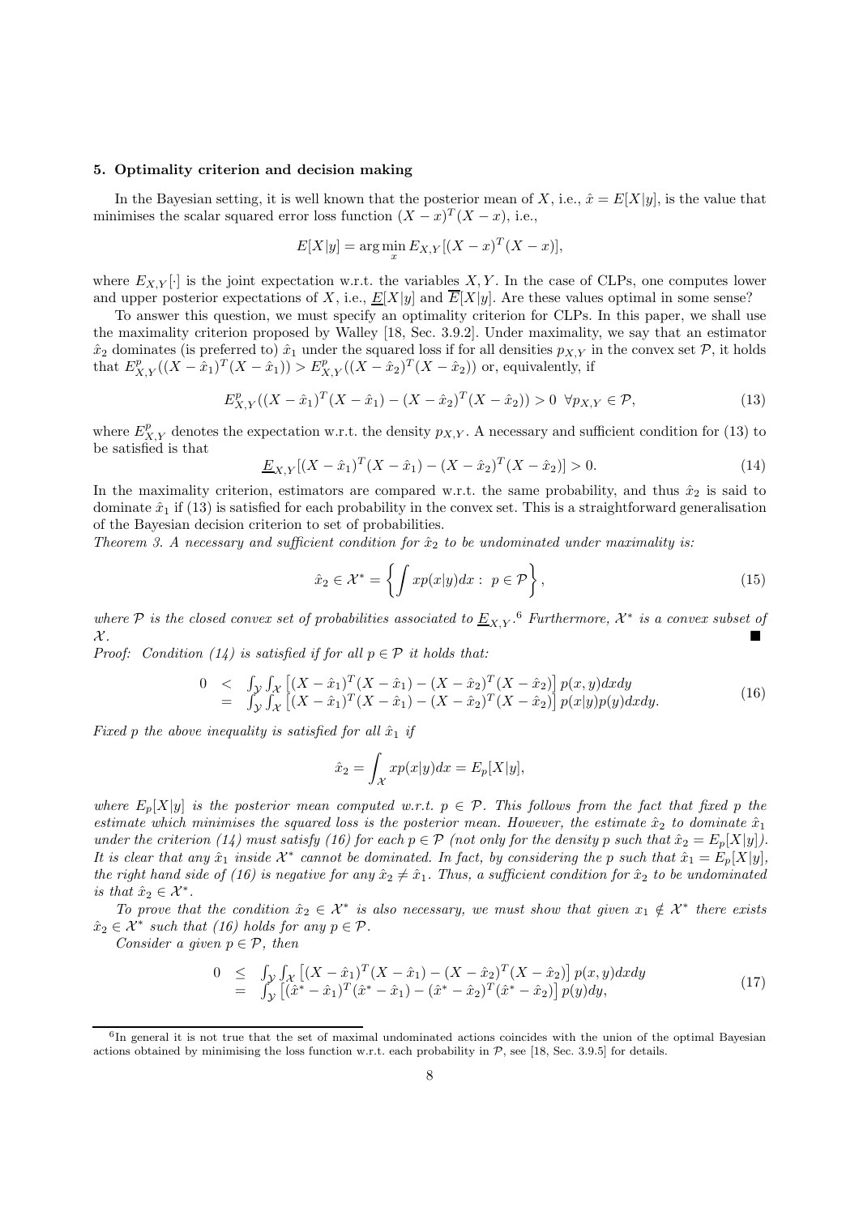### 5. Optimality criterion and decision making

In the Bayesian setting, it is well known that the posterior mean of $X$, i.e., $\hat{x} = E[X|y]$, is the value that minimises the scalar squared error loss function $(X - x)^T(X - x)$, i.e.,

$$E[X|y] = \arg\min_x E_{X,Y}[(X - x)^T(X - x)],$$

where $E_{X,Y}[\cdot]$ is the joint expectation w.r.t. the variables $X, Y$. In the case of CLPs, one computes lower and upper posterior expectations of $X$, i.e., $\underline{E}[X|y]$ and $\overline{E}[X|y]$. Are these values optimal in some sense?

To answer this question, we must specify an optimality criterion for CLPs. In this paper, we shall use the maximality criterion proposed by Walley [18, Sec. 3.9.2]. Under maximality, we say that an estimator $\hat{x}_2$ dominates (is preferred to) $\hat{x}_1$ under the squared loss if for all densities $p_{X,Y}$ in the convex set $\mathcal{P}$, it holds that $E^p_{X,Y}((X - \hat{x}_1)^T(X - \hat{x}_1)) > E^p_{X,Y}((X - \hat{x}_2)^T(X - \hat{x}_2))$ or, equivalently, if

$$E^p_{X,Y}((X - \hat{x}_1)^T(X - \hat{x}_1) - (X - \hat{x}_2)^T(X - \hat{x}_2)) > 0 \;\; \forall p_{X,Y} \in \mathcal{P}, \tag{13}$$

where $E^p_{X,Y}$ denotes the expectation w.r.t. the density $p_{X,Y}$. A necessary and sufficient condition for (13) to be satisfied is that

$$\underline{E}_{X,Y}[(X - \hat{x}_1)^T(X - \hat{x}_1) - (X - \hat{x}_2)^T(X - \hat{x}_2)] > 0. \tag{14}$$

In the maximality criterion, estimators are compared w.r.t. the same probability, and thus $\hat{x}_2$ is said to dominate $\hat{x}_1$ if (13) is satisfied for each probability in the convex set. This is a straightforward generalisation of the Bayesian decision criterion to set of probabilities.

*Theorem 3. A necessary and sufficient condition for $\hat{x}_2$ to be undominated under maximality is:*

$$\hat{x}_2 \in \mathcal{X}^* = \left\{ \int x p(x|y) dx : \; p \in \mathcal{P} \right\}, \tag{15}$$

*where $\mathcal{P}$ is the closed convex set of probabilities associated to $\underline{E}_{X,Y}$.*[6] *Furthermore, $\mathcal{X}^*$ is a convex subset of $\mathcal{X}$.* ∎

*Proof: Condition (14) is satisfied if for all $p \in \mathcal{P}$ it holds that:*

$$\begin{array}{rcl} 0 & < & \int_{\mathcal{Y}} \int_{\mathcal{X}} \left[ (X - \hat{x}_1)^T(X - \hat{x}_1) - (X - \hat{x}_2)^T(X - \hat{x}_2) \right] p(x,y) dx dy \\ & = & \int_{\mathcal{Y}} \int_{\mathcal{X}} \left[ (X - \hat{x}_1)^T(X - \hat{x}_1) - (X - \hat{x}_2)^T(X - \hat{x}_2) \right] p(x|y)p(y) dx dy. \end{array} \tag{16}$$

*Fixed $p$ the above inequality is satisfied for all $\hat{x}_1$ if*

$$\hat{x}_2 = \int_{\mathcal{X}} x p(x|y) dx = E_p[X|y],$$

*where $E_p[X|y]$ is the posterior mean computed w.r.t. $p \in \mathcal{P}$. This follows from the fact that fixed $p$ the estimate which minimises the squared loss is the posterior mean. However, the estimate $\hat{x}_2$ to dominate $\hat{x}_1$ under the criterion (14) must satisfy (16) for each $p \in \mathcal{P}$ (not only for the density $p$ such that $\hat{x}_2 = E_p[X|y]$). It is clear that any $\hat{x}_1$ inside $\mathcal{X}^*$ cannot be dominated. In fact, by considering the $p$ such that $\hat{x}_1 = E_p[X|y]$, the right hand side of (16) is negative for any $\hat{x}_2 \neq \hat{x}_1$. Thus, a sufficient condition for $\hat{x}_2$ to be undominated is that $\hat{x}_2 \in \mathcal{X}^*$.*

*To prove that the condition $\hat{x}_2 \in \mathcal{X}^*$ is also necessary, we must show that given $x_1 \notin \mathcal{X}^*$ there exists $\hat{x}_2 \in \mathcal{X}^*$ such that (16) holds for any $p \in \mathcal{P}$.*

*Consider a given $p \in \mathcal{P}$, then*

$$\begin{array}{rcl} 0 & \leq & \int_{\mathcal{Y}} \int_{\mathcal{X}} \left[ (X - \hat{x}_1)^T(X - \hat{x}_1) - (X - \hat{x}_2)^T(X - \hat{x}_2) \right] p(x,y) dx dy \\ & = & \int_{\mathcal{Y}} \left[ (\hat{x}^* - \hat{x}_1)^T(\hat{x}^* - \hat{x}_1) - (\hat{x}^* - \hat{x}_2)^T(\hat{x}^* - \hat{x}_2) \right] p(y) dy, \end{array} \tag{17}$$

[6] In general it is not true that the set of maximal undominated actions coincides with the union of the optimal Bayesian actions obtained by minimising the loss function w.r.t. each probability in $\mathcal{P}$, see [18, Sec. 3.9.5] for details.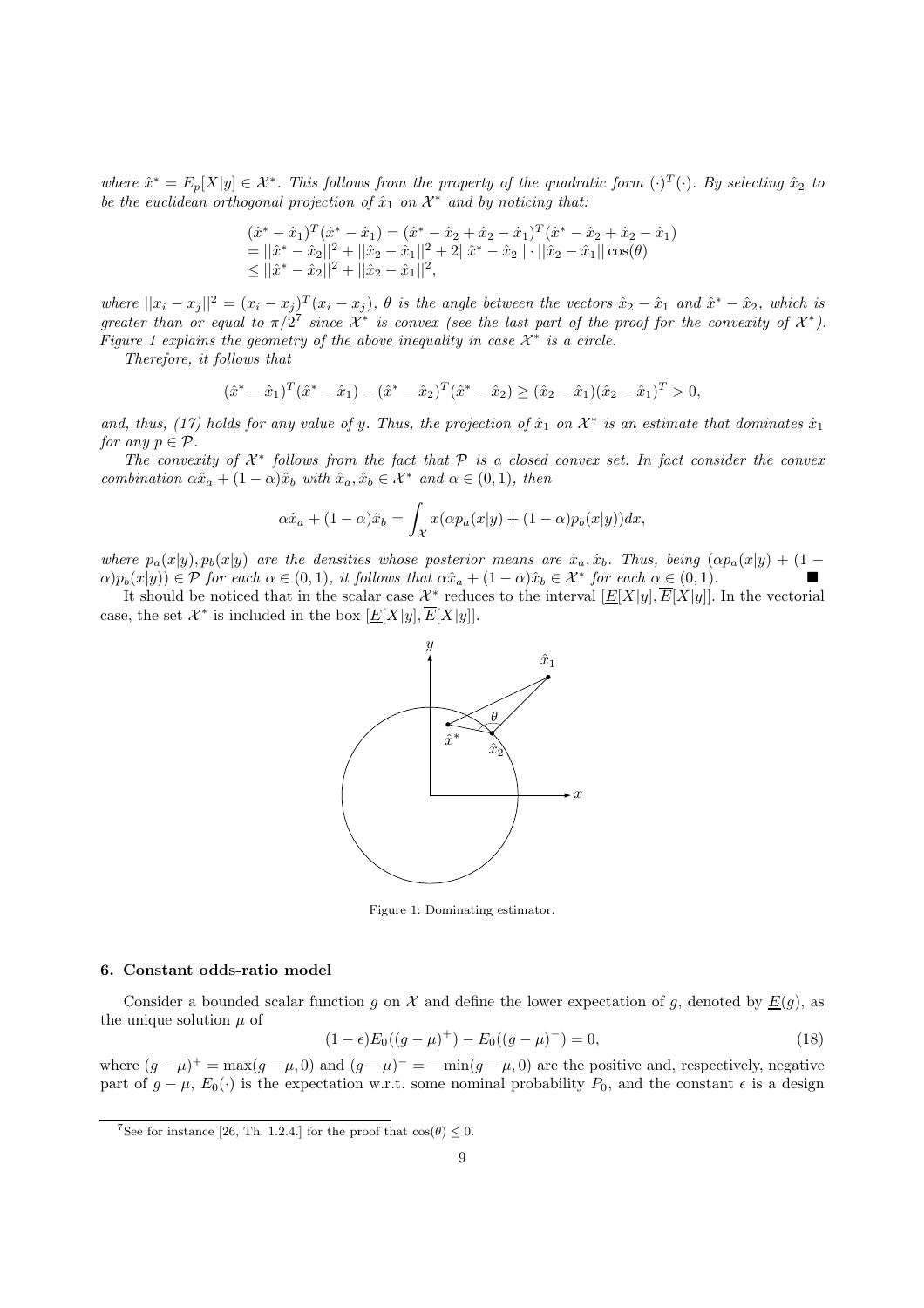*where* $\hat{x}^* = E_p[X|y] \in \mathcal{X}^*$. *This follows from the property of the quadratic form* $(\cdot)^T(\cdot)$. *By selecting* $\hat{x}_2$ *to be the euclidean orthogonal projection of* $\hat{x}_1$ *on* $\mathcal{X}^*$ *and by noticing that:*

$$
\begin{aligned}
&(\hat{x}^* - \hat{x}_1)^T(\hat{x}^* - \hat{x}_1) = (\hat{x}^* - \hat{x}_2 + \hat{x}_2 - \hat{x}_1)^T(\hat{x}^* - \hat{x}_2 + \hat{x}_2 - \hat{x}_1) \\
&= ||\hat{x}^* - \hat{x}_2||^2 + ||\hat{x}_2 - \hat{x}_1||^2 + 2||\hat{x}^* - \hat{x}_2|| \cdot ||\hat{x}_2 - \hat{x}_1|| \cos(\theta) \\
&\leq ||\hat{x}^* - \hat{x}_2||^2 + ||\hat{x}_2 - \hat{x}_1||^2,
\end{aligned}
$$

*where* $||x_i - x_j||^2 = (x_i - x_j)^T(x_i - x_j)$, $\theta$ *is the angle between the vectors* $\hat{x}_2 - \hat{x}_1$ *and* $\hat{x}^* - \hat{x}_2$, *which is greater than or equal to* $\pi/2$[7] *since* $\mathcal{X}^*$ *is convex (see the last part of the proof for the convexity of* $\mathcal{X}^*$*). Figure 1 explains the geometry of the above inequality in case* $\mathcal{X}^*$ *is a circle.*

*Therefore, it follows that*

$$
(\hat{x}^* - \hat{x}_1)^T(\hat{x}^* - \hat{x}_1) - (\hat{x}^* - \hat{x}_2)^T(\hat{x}^* - \hat{x}_2) \geq (\hat{x}_2 - \hat{x}_1)(\hat{x}_2 - \hat{x}_1)^T > 0,
$$

*and, thus, (17) holds for any value of* $y$. *Thus, the projection of* $\hat{x}_1$ *on* $\mathcal{X}^*$ *is an estimate that dominates* $\hat{x}_1$ *for any* $p \in \mathcal{P}$.

*The convexity of* $\mathcal{X}^*$ *follows from the fact that* $\mathcal{P}$ *is a closed convex set. In fact consider the convex combination* $\alpha\hat{x}_a + (1-\alpha)\hat{x}_b$ *with* $\hat{x}_a, \hat{x}_b \in \mathcal{X}^*$ *and* $\alpha \in (0,1)$, *then*

$$
\alpha\hat{x}_a + (1-\alpha)\hat{x}_b = \int_{\mathcal{X}} x(\alpha p_a(x|y) + (1-\alpha)p_b(x|y))dx,
$$

*where* $p_a(x|y), p_b(x|y)$ *are the densities whose posterior means are* $\hat{x}_a, \hat{x}_b$. *Thus, being* $(\alpha p_a(x|y) + (1-\alpha)p_b(x|y)) \in \mathcal{P}$ *for each* $\alpha \in (0,1)$, *it follows that* $\alpha\hat{x}_a + (1-\alpha)\hat{x}_b \in \mathcal{X}^*$ *for each* $\alpha \in (0,1)$. ■

It should be noticed that in the scalar case $\mathcal{X}^*$ reduces to the interval $[\underline{E}[X|y], \overline{E}[X|y]]$. In the vectorial case, the set $\mathcal{X}^*$ is included in the box $[\underline{E}[X|y], \overline{E}[X|y]]$.

Figure 1: Dominating estimator.

### 6. Constant odds-ratio model

Consider a bounded scalar function $g$ on $\mathcal{X}$ and define the lower expectation of $g$, denoted by $\underline{E}(g)$, as the unique solution $\mu$ of

$$
(1-\epsilon)E_0((g-\mu)^+) - E_0((g-\mu)^-) = 0, \tag{18}
$$

where $(g-\mu)^+ = \max(g-\mu, 0)$ and $(g-\mu)^- = -\min(g-\mu, 0)$ are the positive and, respectively, negative part of $g - \mu$, $E_0(\cdot)$ is the expectation w.r.t. some nominal probability $P_0$, and the constant $\epsilon$ is a design

[7] See for instance [26, Th. 1.2.4.] for the proof that $\cos(\theta) \leq 0$.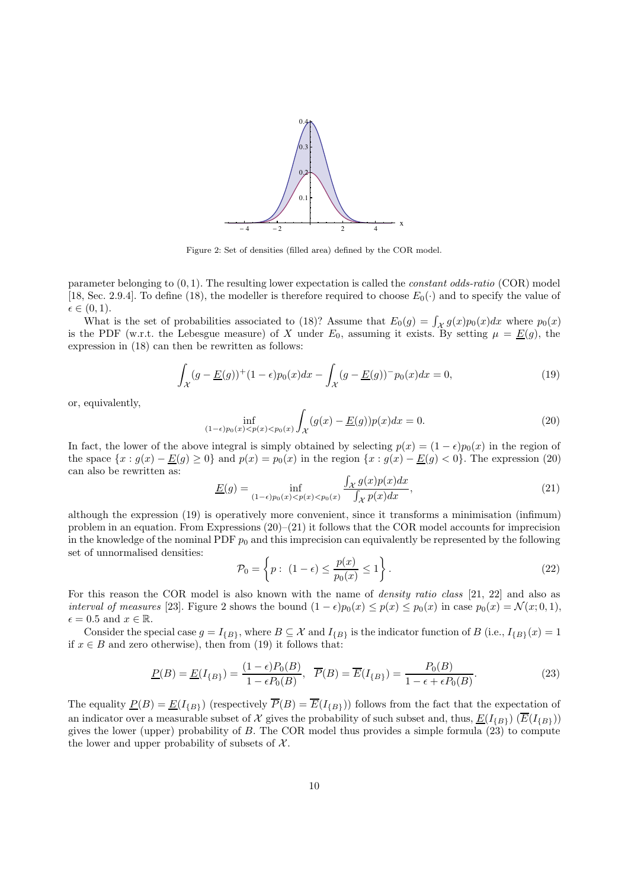Figure 2: Set of densities (filled area) defined by the COR model.

parameter belonging to $(0, 1)$. The resulting lower expectation is called the *constant odds-ratio* (COR) model [18, Sec. 2.9.4]. To define (18), the modeller is therefore required to choose $E_0(\cdot)$ and to specify the value of $\epsilon \in (0, 1)$.

What is the set of probabilities associated to (18)? Assume that $E_0(g) = \int_{\mathcal{X}} g(x)p_0(x)dx$ where $p_0(x)$ is the PDF (w.r.t. the Lebesgue measure) of $X$ under $E_0$, assuming it exists. By setting $\mu = \underline{E}(g)$, the expression in (18) can then be rewritten as follows:

$$\int_{\mathcal{X}} (g - \underline{E}(g))^+(1 - \epsilon)p_0(x)dx - \int_{\mathcal{X}} (g - \underline{E}(g))^- p_0(x)dx = 0, \tag{19}$$

or, equivalently,

$$\inf_{(1-\epsilon)p_0(x)<p(x)<p_0(x)} \int_{\mathcal{X}} (g(x) - \underline{E}(g))p(x)dx = 0. \tag{20}$$

In fact, the lower of the above integral is simply obtained by selecting $p(x) = (1 - \epsilon)p_0(x)$ in the region of the space $\{x : g(x) - \underline{E}(g) \geq 0\}$ and $p(x) = p_0(x)$ in the region $\{x : g(x) - \underline{E}(g) < 0\}$. The expression (20) can also be rewritten as:

$$\underline{E}(g) = \inf_{(1-\epsilon)p_0(x)<p(x)<p_0(x)} \frac{\int_{\mathcal{X}} g(x)p(x)dx}{\int_{\mathcal{X}} p(x)dx}, \tag{21}$$

although the expression (19) is operatively more convenient, since it transforms a minimisation (infimum) problem in an equation. From Expressions (20)–(21) it follows that the COR model accounts for imprecision in the knowledge of the nominal PDF $p_0$ and this imprecision can equivalently be represented by the following set of unnormalised densities:

$$\mathcal{P}_0 = \left\{ p : \; (1 - \epsilon) \leq \frac{p(x)}{p_0(x)} \leq 1 \right\}. \tag{22}$$

For this reason the COR model is also known with the name of *density ratio class* [21, 22] and also as *interval of measures* [23]. Figure 2 shows the bound $(1 - \epsilon)p_0(x) \leq p(x) \leq p_0(x)$ in case $p_0(x) = \mathcal{N}(x; 0, 1)$, $\epsilon = 0.5$ and $x \in \mathbb{R}$.

Consider the special case $g = I_{\{B\}}$, where $B \subseteq \mathcal{X}$ and $I_{\{B\}}$ is the indicator function of $B$ (i.e., $I_{\{B\}}(x) = 1$ if $x \in B$ and zero otherwise), then from (19) it follows that:

$$\underline{P}(B) = \underline{E}(I_{\{B\}}) = \frac{(1 - \epsilon)P_0(B)}{1 - \epsilon P_0(B)}, \quad \overline{P}(B) = \overline{E}(I_{\{B\}}) = \frac{P_0(B)}{1 - \epsilon + \epsilon P_0(B)}. \tag{23}$$

The equality $\underline{P}(B) = \underline{E}(I_{\{B\}})$ (respectively $\overline{P}(B) = \overline{E}(I_{\{B\}})$) follows from the fact that the expectation of an indicator over a measurable subset of $\mathcal{X}$ gives the probability of such subset and, thus, $\underline{E}(I_{\{B\}})$ ($\overline{E}(I_{\{B\}})$) gives the lower (upper) probability of $B$. The COR model thus provides a simple formula (23) to compute the lower and upper probability of subsets of $\mathcal{X}$.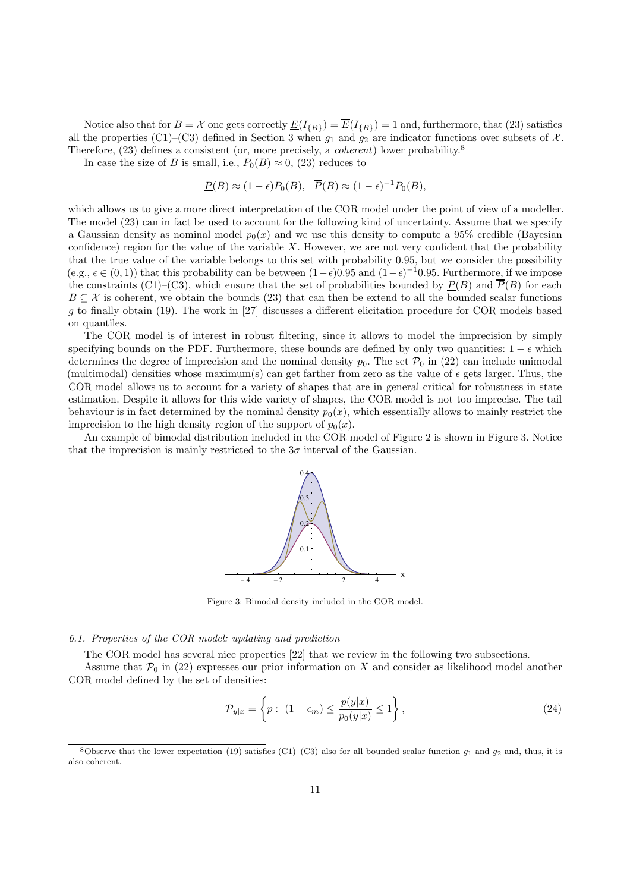Notice also that for $B = \mathcal{X}$ one gets correctly $\underline{E}(I_{\{B\}}) = \overline{E}(I_{\{B\}}) = 1$ and, furthermore, that (23) satisfies all the properties (C1)–(C3) defined in Section 3 when $g_1$ and $g_2$ are indicator functions over subsets of $\mathcal{X}$. Therefore, (23) defines a consistent (or, more precisely, a *coherent*) lower probability.[8]

In case the size of $B$ is small, i.e., $P_0(B) \approx 0$, (23) reduces to

$$\underline{P}(B) \approx (1-\epsilon)P_0(B), \quad \overline{P}(B) \approx (1-\epsilon)^{-1}P_0(B),$$

which allows us to give a more direct interpretation of the COR model under the point of view of a modeller. The model (23) can in fact be used to account for the following kind of uncertainty. Assume that we specify a Gaussian density as nominal model $p_0(x)$ and we use this density to compute a 95% credible (Bayesian confidence) region for the value of the variable $X$. However, we are not very confident that the probability that the true value of the variable belongs to this set with probability 0.95, but we consider the possibility (e.g., $\epsilon \in (0, 1)$) that this probability can be between $(1-\epsilon)0.95$ and $(1-\epsilon)^{-1}0.95$. Furthermore, if we impose the constraints (C1)–(C3), which ensure that the set of probabilities bounded by $\underline{P}(B)$ and $\overline{P}(B)$ for each $B \subseteq \mathcal{X}$ is coherent, we obtain the bounds (23) that can then be extend to all the bounded scalar functions $g$ to finally obtain (19). The work in [27] discusses a different elicitation procedure for COR models based on quantiles.

The COR model is of interest in robust filtering, since it allows to model the imprecision by simply specifying bounds on the PDF. Furthermore, these bounds are defined by only two quantities: $1-\epsilon$ which determines the degree of imprecision and the nominal density $p_0$. The set $\mathcal{P}_0$ in (22) can include unimodal (multimodal) densities whose maximum(s) can get farther from zero as the value of $\epsilon$ gets larger. Thus, the COR model allows us to account for a variety of shapes that are in general critical for robustness in state estimation. Despite it allows for this wide variety of shapes, the COR model is not too imprecise. The tail behaviour is in fact determined by the nominal density $p_0(x)$, which essentially allows to mainly restrict the imprecision to the high density region of the support of $p_0(x)$.

An example of bimodal distribution included in the COR model of Figure 2 is shown in Figure 3. Notice that the imprecision is mainly restricted to the $3\sigma$ interval of the Gaussian.

Figure 3: Bimodal density included in the COR model.

### 6.1. Properties of the COR model: updating and prediction

The COR model has several nice properties [22] that we review in the following two subsections.

Assume that $\mathcal{P}_0$ in (22) expresses our prior information on $X$ and consider as likelihood model another COR model defined by the set of densities:

$$\mathcal{P}_{y|x} = \left\{ p : \ (1-\epsilon_m) \leq \frac{p(y|x)}{p_0(y|x)} \leq 1 \right\}, \tag{24}$$

[8] Observe that the lower expectation (19) satisfies (C1)–(C3) also for all bounded scalar function $g_1$ and $g_2$ and, thus, it is also coherent.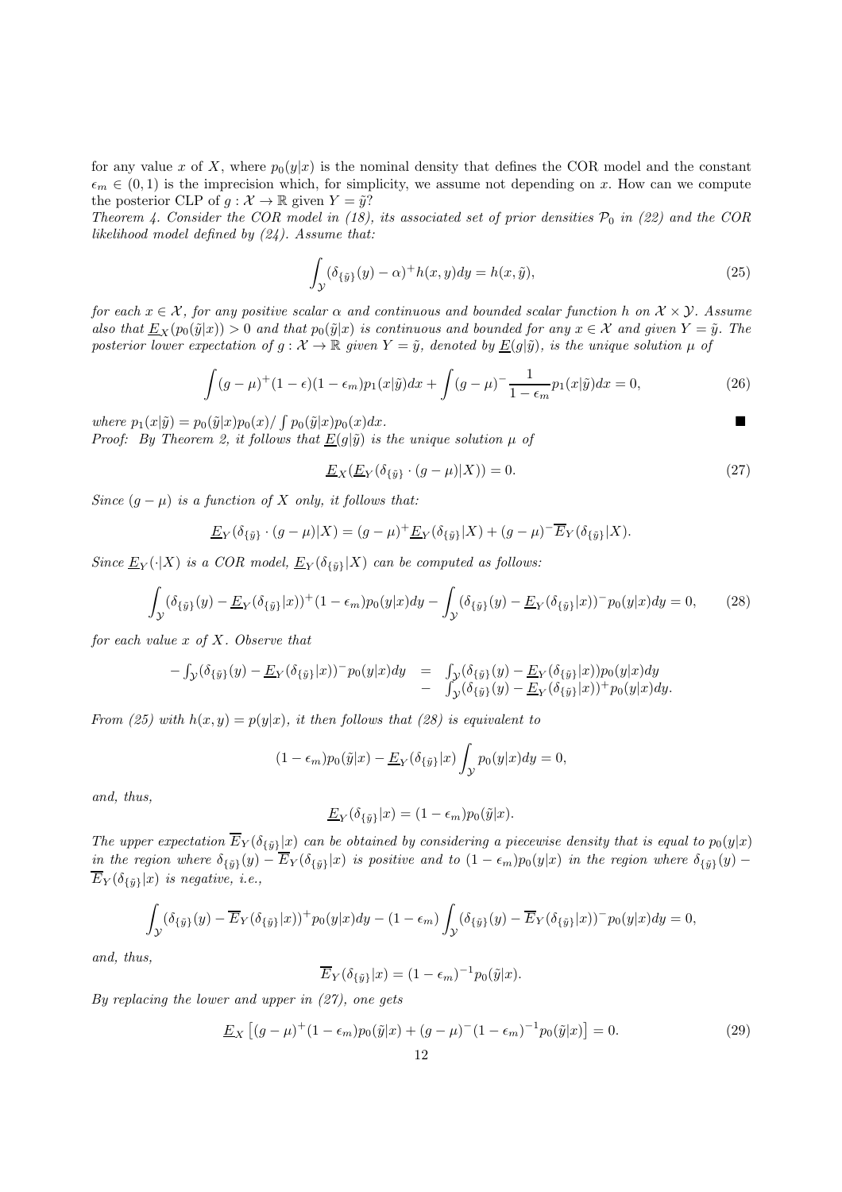for any value $x$ of $X$, where $p_0(y|x)$ is the nominal density that defines the COR model and the constant $\epsilon_m \in (0,1)$ is the imprecision which, for simplicity, we assume not depending on $x$. How can we compute the posterior CLP of $g : \mathcal{X} \to \mathbb{R}$ given $Y = \tilde{y}$?

*Theorem 4. Consider the COR model in (18), its associated set of prior densities $\mathcal{P}_0$ in (22) and the COR likelihood model defined by (24). Assume that:*

$$\int_{\mathcal{Y}} (\delta_{\{\tilde{y}\}}(y) - \alpha)^+ h(x,y) dy = h(x,\tilde{y}), \tag{25}$$

*for each $x \in \mathcal{X}$, for any positive scalar $\alpha$ and continuous and bounded scalar function $h$ on $\mathcal{X} \times \mathcal{Y}$. Assume also that $\underline{E}_X(p_0(\tilde{y}|x)) > 0$ and that $p_0(\tilde{y}|x)$ is continuous and bounded for any $x \in \mathcal{X}$ and given $Y = \tilde{y}$. The posterior lower expectation of $g : \mathcal{X} \to \mathbb{R}$ given $Y = \tilde{y}$, denoted by $\underline{E}(g|\tilde{y})$, is the unique solution $\mu$ of*

$$\int (g-\mu)^+ (1-\epsilon)(1-\epsilon_m) p_1(x|\tilde{y}) dx + \int (g-\mu)^- \frac{1}{1-\epsilon_m} p_1(x|\tilde{y}) dx = 0, \tag{26}$$

*where $p_1(x|\tilde{y}) = p_0(\tilde{y}|x)p_0(x) / \int p_0(\tilde{y}|x)p_0(x)dx$.* ■

*Proof: By Theorem 2, it follows that $\underline{E}(g|\tilde{y})$ is the unique solution $\mu$ of*

$$\underline{E}_X(\underline{E}_Y(\delta_{\{\tilde{y}\}} \cdot (g-\mu)|X)) = 0. \tag{27}$$

*Since $(g-\mu)$ is a function of $X$ only, it follows that:*

$$\underline{E}_Y(\delta_{\{\tilde{y}\}} \cdot (g-\mu)|X) = (g-\mu)^+ \underline{E}_Y(\delta_{\{\tilde{y}\}}|X) + (g-\mu)^- \overline{E}_Y(\delta_{\{\tilde{y}\}}|X).$$

*Since $\underline{E}_Y(\cdot|X)$ is a COR model, $\underline{E}_Y(\delta_{\{\tilde{y}\}}|X)$ can be computed as follows:*

$$\int_{\mathcal{Y}} (\delta_{\{\tilde{y}\}}(y) - \underline{E}_Y(\delta_{\{\tilde{y}\}}|x))^+ (1-\epsilon_m) p_0(y|x) dy - \int_{\mathcal{Y}} (\delta_{\{\tilde{y}\}}(y) - \underline{E}_Y(\delta_{\{\tilde{y}\}}|x))^- p_0(y|x) dy = 0, \tag{28}$$

*for each value $x$ of $X$. Observe that*

$$\begin{aligned} -\int_{\mathcal{Y}} (\delta_{\{\tilde{y}\}}(y) - \underline{E}_Y(\delta_{\{\tilde{y}\}}|x))^- p_0(y|x) dy &= \int_{\mathcal{Y}} (\delta_{\{\tilde{y}\}}(y) - \underline{E}_Y(\delta_{\{\tilde{y}\}}|x)) p_0(y|x) dy \\ &- \int_{\mathcal{Y}} (\delta_{\{\tilde{y}\}}(y) - \underline{E}_Y(\delta_{\{\tilde{y}\}}|x))^+ p_0(y|x) dy. \end{aligned}$$

*From (25) with $h(x,y) = p(y|x)$, it then follows that (28) is equivalent to*

$$(1-\epsilon_m) p_0(\tilde{y}|x) - \underline{E}_Y(\delta_{\{\tilde{y}\}}|x) \int_{\mathcal{Y}} p_0(y|x) dy = 0,$$

*and, thus,*

$$\underline{E}_Y(\delta_{\{\tilde{y}\}}|x) = (1-\epsilon_m) p_0(\tilde{y}|x).$$

*The upper expectation $\overline{E}_Y(\delta_{\{\tilde{y}\}}|x)$ can be obtained by considering a piecewise density that is equal to $p_0(y|x)$ in the region where $\delta_{\{\tilde{y}\}}(y) - \overline{E}_Y(\delta_{\{\tilde{y}\}}|x)$ is positive and to $(1-\epsilon_m)p_0(y|x)$ in the region where $\delta_{\{\tilde{y}\}}(y) - \overline{E}_Y(\delta_{\{\tilde{y}\}}|x)$ is negative, i.e.,*

$$\int_{\mathcal{Y}} (\delta_{\{\tilde{y}\}}(y) - \overline{E}_Y(\delta_{\{\tilde{y}\}}|x))^+ p_0(y|x) dy - (1-\epsilon_m) \int_{\mathcal{Y}} (\delta_{\{\tilde{y}\}}(y) - \overline{E}_Y(\delta_{\{\tilde{y}\}}|x))^- p_0(y|x) dy = 0,$$

*and, thus,*

$$\overline{E}_Y(\delta_{\{\tilde{y}\}}|x) = (1-\epsilon_m)^{-1} p_0(\tilde{y}|x).$$

*By replacing the lower and upper in (27), one gets*

$$\underline{E}_X\left[(g-\mu)^+ (1-\epsilon_m) p_0(\tilde{y}|x) + (g-\mu)^- (1-\epsilon_m)^{-1} p_0(\tilde{y}|x)\right] = 0. \tag{29}$$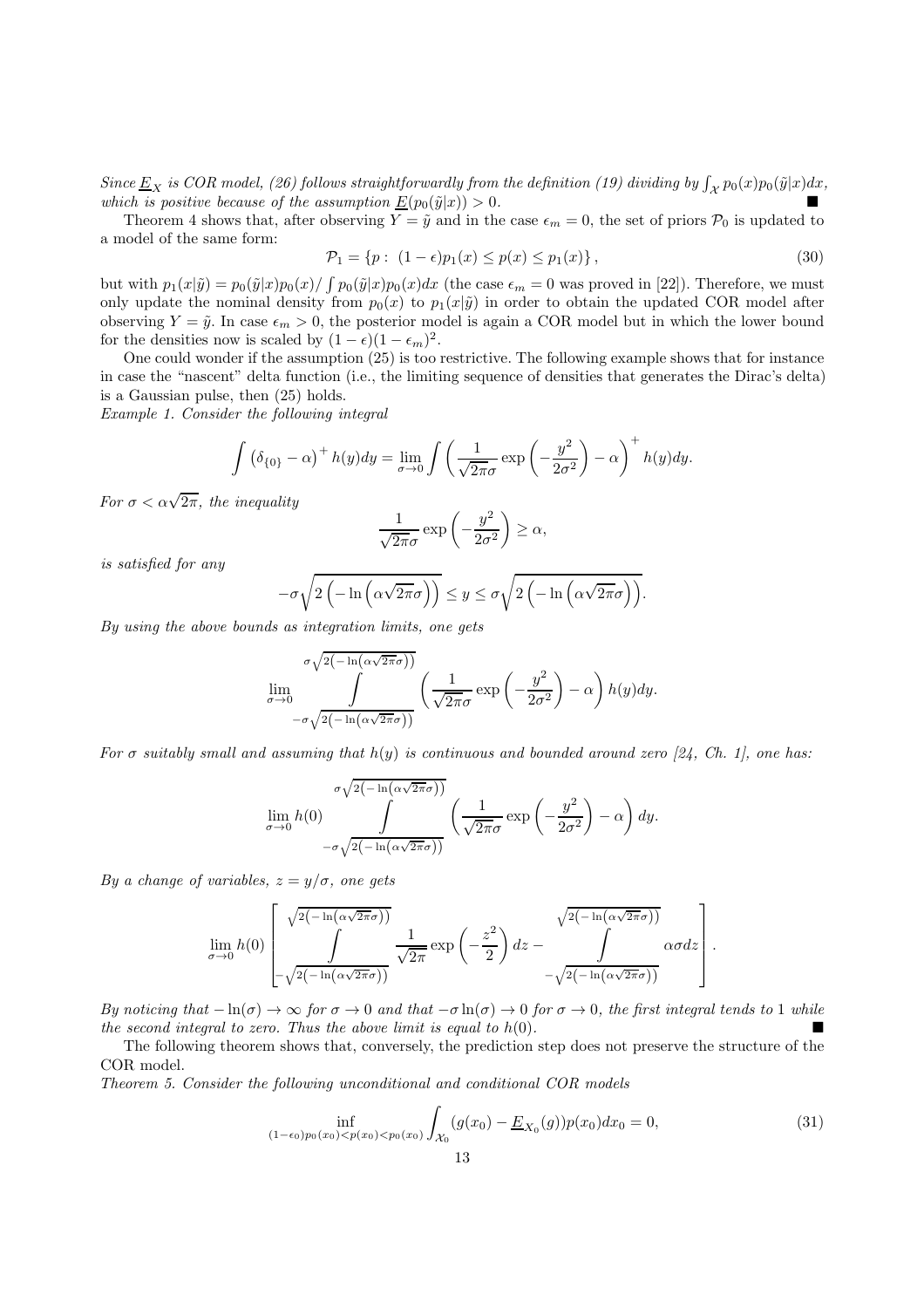*Since $\underline{E}_X$ is COR model, (26) follows straightforwardly from the definition (19) dividing by $\int_{\mathcal{X}} p_0(x)p_0(\tilde{y}|x)dx$, which is positive because of the assumption $\underline{E}(p_0(\tilde{y}|x)) > 0$.* ∎

Theorem 4 shows that, after observing $Y = \tilde{y}$ and in the case $\epsilon_m = 0$, the set of priors $\mathcal{P}_0$ is updated to a model of the same form:

$$\mathcal{P}_1 = \{p : \ (1-\epsilon)p_1(x) \leq p(x) \leq p_1(x)\}, \tag{30}$$

but with $p_1(x|\tilde{y}) = p_0(\tilde{y}|x)p_0(x) / \int p_0(\tilde{y}|x)p_0(x)dx$ (the case $\epsilon_m = 0$ was proved in [22]). Therefore, we must only update the nominal density from $p_0(x)$ to $p_1(x|\tilde{y})$ in order to obtain the updated COR model after observing $Y = \tilde{y}$. In case $\epsilon_m > 0$, the posterior model is again a COR model but in which the lower bound for the densities now is scaled by $(1-\epsilon)(1-\epsilon_m)^2$.

One could wonder if the assumption (25) is too restrictive. The following example shows that for instance in case the "nascent" delta function (i.e., the limiting sequence of densities that generates the Dirac's delta) is a Gaussian pulse, then (25) holds.

*Example 1. Consider the following integral*

$$\int \left(\delta_{\{0\}} - \alpha\right)^+ h(y)dy = \lim_{\sigma \to 0} \int \left(\frac{1}{\sqrt{2\pi}\sigma} \exp\left(-\frac{y^2}{2\sigma^2}\right) - \alpha\right)^+ h(y)dy.$$

*For $\sigma < \alpha\sqrt{2\pi}$, the inequality*

$$\frac{1}{\sqrt{2\pi}\sigma} \exp\left(-\frac{y^2}{2\sigma^2}\right) \geq \alpha,$$

*is satisfied for any*

$$-\sigma\sqrt{2\left(-\ln\left(\alpha\sqrt{2\pi}\sigma\right)\right)} \leq y \leq \sigma\sqrt{2\left(-\ln\left(\alpha\sqrt{2\pi}\sigma\right)\right)}.$$

*By using the above bounds as integration limits, one gets*

$$\lim_{\sigma \to 0} \int\limits_{-\sigma\sqrt{2\left(-\ln\left(\alpha\sqrt{2\pi}\sigma\right)\right)}}^{\sigma\sqrt{2\left(-\ln\left(\alpha\sqrt{2\pi}\sigma\right)\right)}} \left(\frac{1}{\sqrt{2\pi}\sigma} \exp\left(-\frac{y^2}{2\sigma^2}\right) - \alpha\right) h(y)dy.$$

*For $\sigma$ suitably small and assuming that $h(y)$ is continuous and bounded around zero [24, Ch. 1], one has:*

$$\lim_{\sigma \to 0} h(0) \int\limits_{-\sigma\sqrt{2\left(-\ln\left(\alpha\sqrt{2\pi}\sigma\right)\right)}}^{\sigma\sqrt{2\left(-\ln\left(\alpha\sqrt{2\pi}\sigma\right)\right)}} \left(\frac{1}{\sqrt{2\pi}\sigma} \exp\left(-\frac{y^2}{2\sigma^2}\right) - \alpha\right) dy.$$

*By a change of variables, $z = y/\sigma$, one gets*

$$\lim_{\sigma \to 0} h(0) \left[ \int\limits_{-\sqrt{2\left(-\ln\left(\alpha\sqrt{2\pi}\sigma\right)\right)}}^{\sqrt{2\left(-\ln\left(\alpha\sqrt{2\pi}\sigma\right)\right)}} \frac{1}{\sqrt{2\pi}} \exp\left(-\frac{z^2}{2}\right) dz - \int\limits_{-\sqrt{2\left(-\ln\left(\alpha\sqrt{2\pi}\sigma\right)\right)}}^{\sqrt{2\left(-\ln\left(\alpha\sqrt{2\pi}\sigma\right)\right)}} \alpha\sigma dz \right].$$

*By noticing that $-\ln(\sigma) \to \infty$ for $\sigma \to 0$ and that $-\sigma\ln(\sigma) \to 0$ for $\sigma \to 0$, the first integral tends to 1 while the second integral to zero. Thus the above limit is equal to $h(0)$.* ∎

The following theorem shows that, conversely, the prediction step does not preserve the structure of the COR model.

*Theorem 5. Consider the following unconditional and conditional COR models*

$$\inf_{(1-\epsilon_0)p_0(x_0) < p(x_0) < p_0(x_0)} \int_{\mathcal{X}_0} (g(x_0) - \underline{E}_{X_0}(g))p(x_0)dx_0 = 0, \tag{31}$$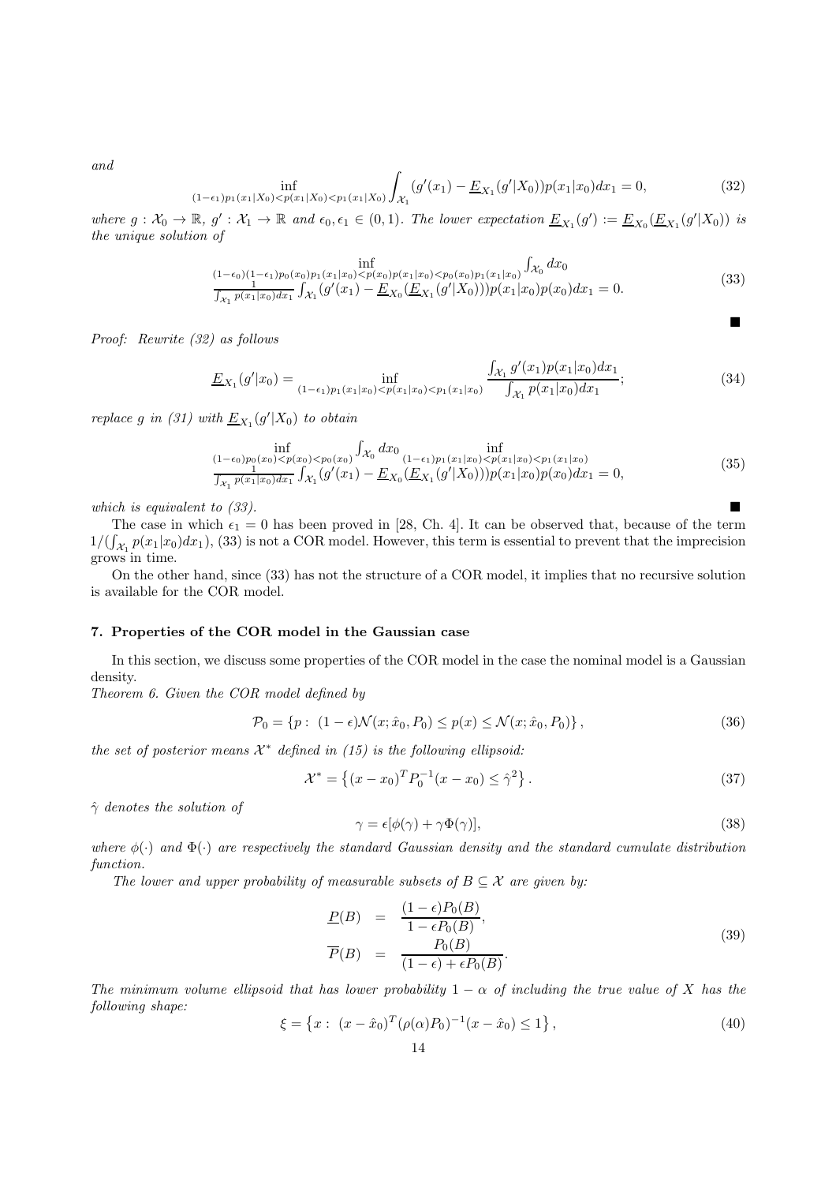*and*

$$\inf_{(1-\epsilon_1)p_1(x_1|X_0)<p(x_1|X_0)<p_1(x_1|X_0)} \int_{\mathcal{X}_1} (g'(x_1) - \underline{E}_{X_1}(g'|X_0))p(x_1|x_0)dx_1 = 0, \tag{32}$$

*where* $g : \mathcal{X}_0 \to \mathbb{R}$, $g' : \mathcal{X}_1 \to \mathbb{R}$ *and* $\epsilon_0, \epsilon_1 \in (0,1)$. *The lower expectation* $\underline{E}_{X_1}(g') := \underline{E}_{X_0}(\underline{E}_{X_1}(g'|X_0))$ *is the unique solution of*

$$\begin{array}{c}\inf\limits_{(1-\epsilon_0)(1-\epsilon_1)p_0(x_0)p_1(x_1|x_0)<p(x_0)p(x_1|x_0)<p_0(x_0)p_1(x_1|x_0)} \int_{\mathcal{X}_0} dx_0 \\ \frac{1}{\int_{\mathcal{X}_1} p(x_1|x_0)dx_1} \int_{\mathcal{X}_1} (g'(x_1) - \underline{E}_{X_0}(\underline{E}_{X_1}(g'|X_0)))p(x_1|x_0)p(x_0)dx_1 = 0.\end{array} \tag{33}$$

■

*Proof: Rewrite (32) as follows*

$$\underline{E}_{X_1}(g'|x_0) = \inf_{(1-\epsilon_1)p_1(x_1|x_0)<p(x_1|x_0)<p_1(x_1|x_0)} \frac{\int_{\mathcal{X}_1} g'(x_1)p(x_1|x_0)dx_1}{\int_{\mathcal{X}_1} p(x_1|x_0)dx_1}; \tag{34}$$

*replace* $g$ *in (31) with* $\underline{E}_{X_1}(g'|X_0)$ *to obtain*

$$\begin{array}{c}\inf\limits_{(1-\epsilon_0)p_0(x_0)<p(x_0)<p_0(x_0)} \int_{\mathcal{X}_0} dx_0 \inf\limits_{(1-\epsilon_1)p_1(x_1|x_0)<p(x_1|x_0)<p_1(x_1|x_0)} \\ \frac{1}{\int_{\mathcal{X}_1} p(x_1|x_0)dx_1} \int_{\mathcal{X}_1} (g'(x_1) - \underline{E}_{X_0}(\underline{E}_{X_1}(g'|X_0)))p(x_1|x_0)p(x_0)dx_1 = 0,\end{array} \tag{35}$$

*which is equivalent to (33).* ■

The case in which $\epsilon_1 = 0$ has been proved in [28, Ch. 4]. It can be observed that, because of the term $1/(\int_{\mathcal{X}_1} p(x_1|x_0)dx_1)$, (33) is not a COR model. However, this term is essential to prevent that the imprecision grows in time.

On the other hand, since (33) has not the structure of a COR model, it implies that no recursive solution is available for the COR model.

## 7. Properties of the COR model in the Gaussian case

In this section, we discuss some properties of the COR model in the case the nominal model is a Gaussian density.

*Theorem 6. Given the COR model defined by*

$$\mathcal{P}_0 = \{p : \ (1-\epsilon)\mathcal{N}(x; \hat{x}_0, P_0) \le p(x) \le \mathcal{N}(x; \hat{x}_0, P_0)\}, \tag{36}$$

*the set of posterior means* $\mathcal{X}^*$ *defined in (15) is the following ellipsoid:*

$$\mathcal{X}^* = \left\{(x - x_0)^T P_0^{-1}(x - x_0) \le \hat{\gamma}^2\right\}. \tag{37}$$

$\hat{\gamma}$ *denotes the solution of*

$$\gamma = \epsilon[\phi(\gamma) + \gamma\Phi(\gamma)], \tag{38}$$

*where* $\phi(\cdot)$ *and* $\Phi(\cdot)$ *are respectively the standard Gaussian density and the standard cumulate distribution function.*

*The lower and upper probability of measurable subsets of* $B \subseteq \mathcal{X}$ *are given by:*

$$\begin{aligned}\underline{P}(B) &= \frac{(1-\epsilon)P_0(B)}{1-\epsilon P_0(B)}, \\ \overline{P}(B) &= \frac{P_0(B)}{(1-\epsilon)+\epsilon P_0(B)}.\end{aligned} \tag{39}$$

*The minimum volume ellipsoid that has lower probability* $1-\alpha$ *of including the true value of* $X$ *has the following shape:*

$$\xi = \left\{x : \ (x - \hat{x}_0)^T(\rho(\alpha)P_0)^{-1}(x - \hat{x}_0) \le 1\right\}, \tag{40}$$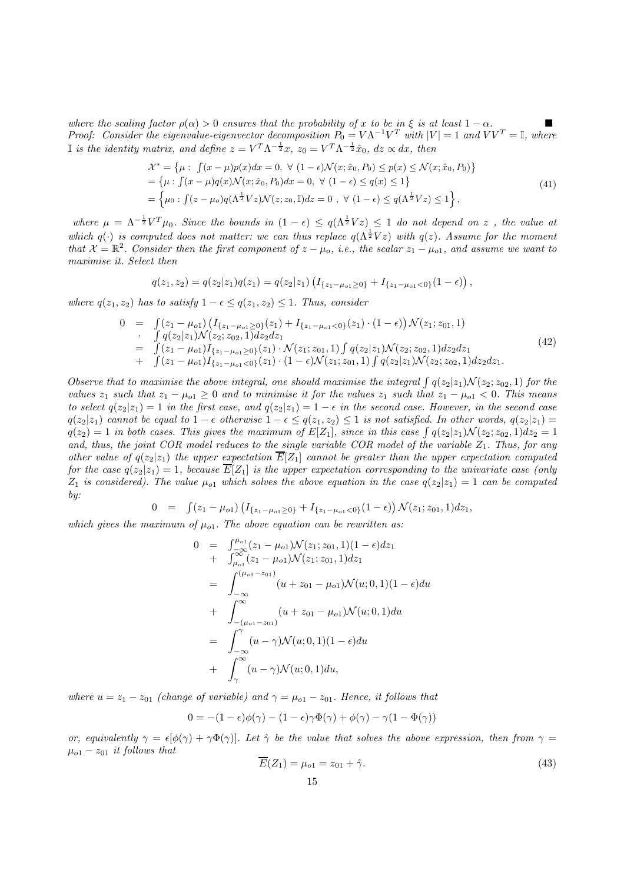*where the scaling factor $\rho(\alpha) > 0$ ensures that the probability of $x$ to be in $\xi$ is at least $1-\alpha$.* ■

*Proof: Consider the eigenvalue-eigenvector decomposition $P_0 = V\Lambda^{-1}V^T$ with $|V| = 1$ and $VV^T = \mathbb{I}$, where $\mathbb{I}$ is the identity matrix, and define $z = V^T\Lambda^{-\frac{1}{2}}x$, $z_0 = V^T\Lambda^{-\frac{1}{2}}\hat{x}_0$, $dz \propto dx$, then*

$$
\begin{aligned}
\mathcal{X}^* &= \left\{\mu : \int (x-\mu)p(x)dx = 0,\ \forall\ (1-\epsilon)\mathcal{N}(x;\hat{x}_0,P_0) \leq p(x) \leq \mathcal{N}(x;\hat{x}_0,P_0)\right\} \\
&= \left\{\mu : \int (x-\mu)q(x)\mathcal{N}(x;\hat{x}_0,P_0)dx = 0,\ \forall\ (1-\epsilon) \leq q(x) \leq 1\right\} \\
&= \left\{\mu_0 : \int (z-\mu_o)q(\Lambda^{\frac{1}{2}}Vz)\mathcal{N}(z;z_0,\mathbb{I})dz = 0\ ,\ \forall\ (1-\epsilon) \leq q(\Lambda^{\frac{1}{2}}Vz) \leq 1\right\},
\end{aligned}
\tag{41}
$$

*where $\mu = \Lambda^{-\frac{1}{2}}V^T\mu_0$. Since the bounds in $(1-\epsilon) \leq q(\Lambda^{\frac{1}{2}}Vz) \leq 1$ do not depend on $z$ , the value at which $q(\cdot)$ is computed does not matter: we can thus replace $q(\Lambda^{\frac{1}{2}}Vz)$ with $q(z)$. Assume for the moment that $\mathcal{X} = \mathbb{R}^2$. Consider then the first component of $z - \mu_o$, i.e., the scalar $z_1 - \mu_{o1}$, and assume we want to maximise it. Select then*

$$
q(z_1,z_2) = q(z_2|z_1)q(z_1) = q(z_2|z_1)\left(I_{\{z_1-\mu_{o1}\geq 0\}} + I_{\{z_1-\mu_{o1}<0\}}(1-\epsilon)\right),
$$

*where $q(z_1,z_2)$ has to satisfy $1-\epsilon \leq q(z_1,z_2) \leq 1$. Thus, consider*

$$
\begin{aligned}
0 &= \int (z_1-\mu_{o1})\left(I_{\{z_1-\mu_{o1}\geq 0\}}(z_1) + I_{\{z_1-\mu_{o1}<0\}}(z_1)\cdot(1-\epsilon)\right)\mathcal{N}(z_1;z_{01},1) \\
&\cdot \int q(z_2|z_1)\mathcal{N}(z_2;z_{02},1)dz_2dz_1 \\
&= \int (z_1-\mu_{o1})I_{\{z_1-\mu_{o1}\geq 0\}}(z_1)\cdot\mathcal{N}(z_1;z_{01},1)\int q(z_2|z_1)\mathcal{N}(z_2;z_{02},1)dz_2dz_1 \\
&+ \int (z_1-\mu_{o1})I_{\{z_1-\mu_{o1}<0\}}(z_1)\cdot(1-\epsilon)\mathcal{N}(z_1;z_{01},1)\int q(z_2|z_1)\mathcal{N}(z_2;z_{02},1)dz_2dz_1.
\end{aligned}
\tag{42}
$$

*Observe that to maximise the above integral, one should maximise the integral $\int q(z_2|z_1)\mathcal{N}(z_2;z_{02},1)$ for the values $z_1$ such that $z_1 - \mu_{o1} \geq 0$ and to minimise it for the values $z_1$ such that $z_1 - \mu_{o1} < 0$. This means to select $q(z_2|z_1) = 1$ in the first case, and $q(z_2|z_1) = 1-\epsilon$ in the second case. However, in the second case $q(z_2|z_1)$ cannot be equal to $1-\epsilon$ otherwise $1-\epsilon \leq q(z_1,z_2) \leq 1$ is not satisfied. In other words, $q(z_2|z_1) = q(z_2) = 1$ in both cases. This gives the maximum of $E[Z_1]$, since in this case $\int q(z_2|z_1)\mathcal{N}(z_2;z_{02},1)dz_2 = 1$ and, thus, the joint COR model reduces to the single variable COR model of the variable $Z_1$. Thus, for any other value of $q(z_2|z_1)$ the upper expectation $\overline{E}[Z_1]$ cannot be greater than the upper expectation computed for the case $q(z_2|z_1) = 1$, because $\overline{E}[Z_1]$ is the upper expectation corresponding to the univariate case (only $Z_1$ is considered). The value $\mu_{o1}$ which solves the above equation in the case $q(z_2|z_1) = 1$ can be computed by:*

$$
0 \;=\; \int (z_1-\mu_{o1})\left(I_{\{z_1-\mu_{o1}\geq 0\}} + I_{\{z_1-\mu_{o1}<0\}}(1-\epsilon)\right)\mathcal{N}(z_1;z_{01},1)dz_1,
$$

*which gives the maximum of $\mu_{o1}$. The above equation can be rewritten as:*

$$
\begin{aligned}
0 &= \int_{-\infty}^{\mu_{o1}} (z_1-\mu_{o1})\mathcal{N}(z_1;z_{01},1)(1-\epsilon)dz_1 \\
&+ \int_{\mu_{o1}}^{\infty} (z_1-\mu_{o1})\mathcal{N}(z_1;z_{01},1)dz_1 \\
&= \int_{-\infty}^{(\mu_{o1}-z_{01})} (u+z_{01}-\mu_{o1})\mathcal{N}(u;0,1)(1-\epsilon)du \\
&+ \int_{-(\mu_{o1}-z_{01})}^{\infty} (u+z_{01}-\mu_{o1})\mathcal{N}(u;0,1)du \\
&= \int_{-\infty}^{\gamma} (u-\gamma)\mathcal{N}(u;0,1)(1-\epsilon)du \\
&+ \int_{\gamma}^{\infty} (u-\gamma)\mathcal{N}(u;0,1)du,
\end{aligned}
$$

*where $u = z_1 - z_{01}$ (change of variable) and $\gamma = \mu_{o1} - z_{01}$. Hence, it follows that*

$$
0 = -(1-\epsilon)\phi(\gamma) - (1-\epsilon)\gamma\Phi(\gamma) + \phi(\gamma) - \gamma(1-\Phi(\gamma))
$$

*or, equivalently $\gamma = \epsilon[\phi(\gamma) + \gamma\Phi(\gamma)]$. Let $\hat{\gamma}$ be the value that solves the above expression, then from $\gamma = \mu_{o1} - z_{01}$ it follows that*

$$
\overline{E}(Z_1) = \mu_{o1} = z_{01} + \hat{\gamma}.
\tag{43}
$$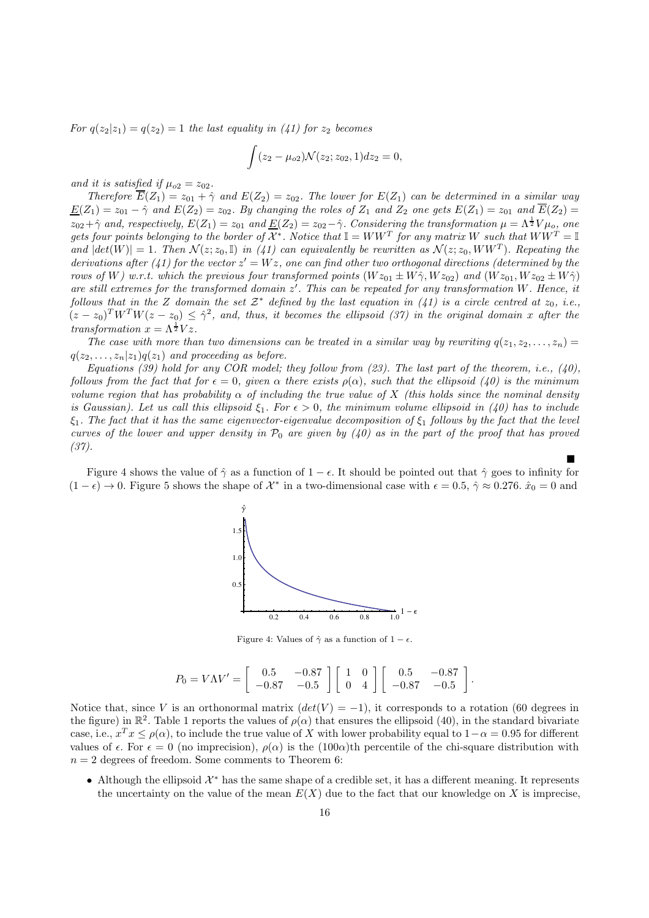*For $q(z_2|z_1) = q(z_2) = 1$ the last equality in (41) for $z_2$ becomes*

$$\int (z_2 - \mu_{o2})\mathcal{N}(z_2; z_{02}, 1)dz_2 = 0,$$

*and it is satisfied if $\mu_{o2} = z_{02}$.*

*Therefore $\overline{E}(Z_1) = z_{01} + \hat{\gamma}$ and $E(Z_2) = z_{02}$. The lower for $E(Z_1)$ can be determined in a similar way $\underline{E}(Z_1) = z_{01} - \hat{\gamma}$ and $E(Z_2) = z_{02}$. By changing the roles of $Z_1$ and $Z_2$ one gets $E(Z_1) = z_{01}$ and $\overline{E}(Z_2) = z_{02} + \hat{\gamma}$ and, respectively, $E(Z_1) = z_{01}$ and $\underline{E}(Z_2) = z_{02} - \hat{\gamma}$. Considering the transformation $\mu = \Lambda^{\frac{1}{2}} V \mu_o$, one gets four points belonging to the border of $\mathcal{X}^*$. Notice that $\mathbb{I} = WW^T$ for any matrix $W$ such that $WW^T = \mathbb{I}$ and $|det(W)| = 1$. Then $\mathcal{N}(z; z_0, \mathbb{I})$ in (41) can equivalently be rewritten as $\mathcal{N}(z; z_0, WW^T)$. Repeating the derivations after (41) for the vector $z' = Wz$, one can find other two orthogonal directions (determined by the rows of $W$) w.r.t. which the previous four transformed points $(Wz_{01} \pm W\hat{\gamma}, Wz_{02})$ and $(Wz_{01}, Wz_{02} \pm W\hat{\gamma})$ are still extremes for the transformed domain $z'$. This can be repeated for any transformation $W$. Hence, it follows that in the $Z$ domain the set $\mathcal{Z}^*$ defined by the last equation in (41) is a circle centred at $z_0$, i.e., $(z - z_0)^T W^T W (z - z_0) \leq \hat{\gamma}^2$, and, thus, it becomes the ellipsoid (37) in the original domain $x$ after the transformation $x = \Lambda^{\frac{1}{2}} V z$.*

*The case with more than two dimensions can be treated in a similar way by rewriting $q(z_1, z_2, \ldots, z_n) = q(z_2, \ldots, z_n|z_1)q(z_1)$ and proceeding as before.*

*Equations (39) hold for any COR model; they follow from (23). The last part of the theorem, i.e., (40), follows from the fact that for $\epsilon = 0$, given $\alpha$ there exists $\rho(\alpha)$, such that the ellipsoid (40) is the minimum volume region that has probability $\alpha$ of including the true value of $X$ (this holds since the nominal density is Gaussian). Let us call this ellipsoid $\xi_1$. For $\epsilon > 0$, the minimum volume ellipsoid in (40) has to include $\xi_1$. The fact that it has the same eigenvector-eigenvalue decomposition of $\xi_1$ follows by the fact that the level curves of the lower and upper density in $\mathcal{P}_0$ are given by (40) as in the part of the proof that has proved (37).*

■

Figure 4 shows the value of $\hat{\gamma}$ as a function of $1 - \epsilon$. It should be pointed out that $\hat{\gamma}$ goes to infinity for $(1 - \epsilon) \to 0$. Figure 5 shows the shape of $\mathcal{X}^*$ in a two-dimensional case with $\epsilon = 0.5$, $\hat{\gamma} \approx 0.276$. $\hat{x}_0 = 0$ and

Figure 4: Values of $\hat{\gamma}$ as a function of $1 - \epsilon$.

$$P_0 = V\Lambda V' = \begin{bmatrix} 0.5 & -0.87 \\ -0.87 & -0.5 \end{bmatrix} \begin{bmatrix} 1 & 0 \\ 0 & 4 \end{bmatrix} \begin{bmatrix} 0.5 & -0.87 \\ -0.87 & -0.5 \end{bmatrix}.$$

Notice that, since $V$ is an orthonormal matrix ($det(V) = -1$), it corresponds to a rotation (60 degrees in the figure) in $\mathbb{R}^2$. Table 1 reports the values of $\rho(\alpha)$ that ensures the ellipsoid (40), in the standard bivariate case, i.e., $x^T x \leq \rho(\alpha)$, to include the true value of $X$ with lower probability equal to $1 - \alpha = 0.95$ for different values of $\epsilon$. For $\epsilon = 0$ (no imprecision), $\rho(\alpha)$ is the $(100\alpha)$th percentile of the chi-square distribution with $n = 2$ degrees of freedom. Some comments to Theorem 6:

- Although the ellipsoid $\mathcal{X}^*$ has the same shape of a credible set, it has a different meaning. It represents the uncertainty on the value of the mean $E(X)$ due to the fact that our knowledge on $X$ is imprecise,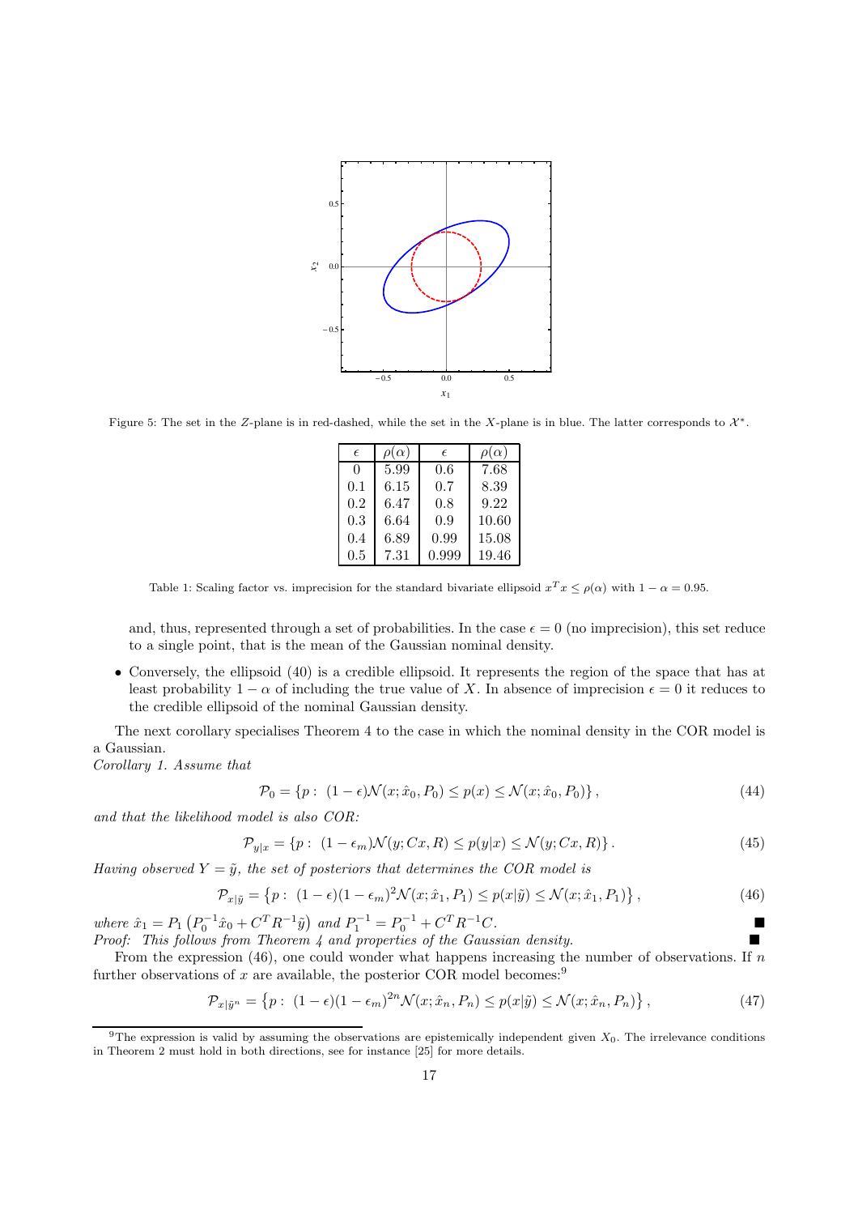Figure 5: The set in the $Z$-plane is in red-dashed, while the set in the $X$-plane is in blue. The latter corresponds to $\mathcal{X}^*$.

| $\epsilon$ | $\rho(\alpha)$ | $\epsilon$ | $\rho(\alpha)$ |
|---|---|---|---|
| 0 | 5.99 | 0.6 | 7.68 |
| 0.1 | 6.15 | 0.7 | 8.39 |
| 0.2 | 6.47 | 0.8 | 9.22 |
| 0.3 | 6.64 | 0.9 | 10.60 |
| 0.4 | 6.89 | 0.99 | 15.08 |
| 0.5 | 7.31 | 0.999 | 19.46 |

Table 1: Scaling factor vs. imprecision for the standard bivariate ellipsoid $x^T x \leq \rho(\alpha)$ with $1-\alpha = 0.95$.

and, thus, represented through a set of probabilities. In the case $\epsilon = 0$ (no imprecision), this set reduce to a single point, that is the mean of the Gaussian nominal density.

- Conversely, the ellipsoid (40) is a credible ellipsoid. It represents the region of the space that has at least probability $1-\alpha$ of including the true value of $X$. In absence of imprecision $\epsilon = 0$ it reduces to the credible ellipsoid of the nominal Gaussian density.

The next corollary specialises Theorem 4 to the case in which the nominal density in the COR model is a Gaussian.

*Corollary 1. Assume that*

$$\mathcal{P}_0 = \{p: \ (1-\epsilon)\mathcal{N}(x; \hat{x}_0, P_0) \leq p(x) \leq \mathcal{N}(x; \hat{x}_0, P_0)\}, \tag{44}$$

*and that the likelihood model is also COR:*

$$\mathcal{P}_{y|x} = \{p: \ (1-\epsilon_m)\mathcal{N}(y; Cx, R) \leq p(y|x) \leq \mathcal{N}(y; Cx, R)\}. \tag{45}$$

*Having observed $Y = \tilde{y}$, the set of posteriors that determines the COR model is*

$$\mathcal{P}_{x|\tilde{y}} = \left\{p: \ (1-\epsilon)(1-\epsilon_m)^2\mathcal{N}(x; \hat{x}_1, P_1) \leq p(x|\tilde{y}) \leq \mathcal{N}(x; \hat{x}_1, P_1)\right\}, \tag{46}$$

*where $\hat{x}_1 = P_1\left(P_0^{-1}\hat{x}_0 + C^T R^{-1}\tilde{y}\right)$ and $P_1^{-1} = P_0^{-1} + C^T R^{-1} C$.* ■

*Proof: This follows from Theorem 4 and properties of the Gaussian density.* ■

From the expression (46), one could wonder what happens increasing the number of observations. If $n$ further observations of $x$ are available, the posterior COR model becomes:[9]

$$\mathcal{P}_{x|\tilde{y}^n} = \left\{p: \ (1-\epsilon)(1-\epsilon_m)^{2n}\mathcal{N}(x; \hat{x}_n, P_n) \leq p(x|\tilde{y}) \leq \mathcal{N}(x; \hat{x}_n, P_n)\right\}, \tag{47}$$

[9]The expression is valid by assuming the observations are epistemically independent given $X_0$. The irrelevance conditions in Theorem 2 must hold in both directions, see for instance [25] for more details.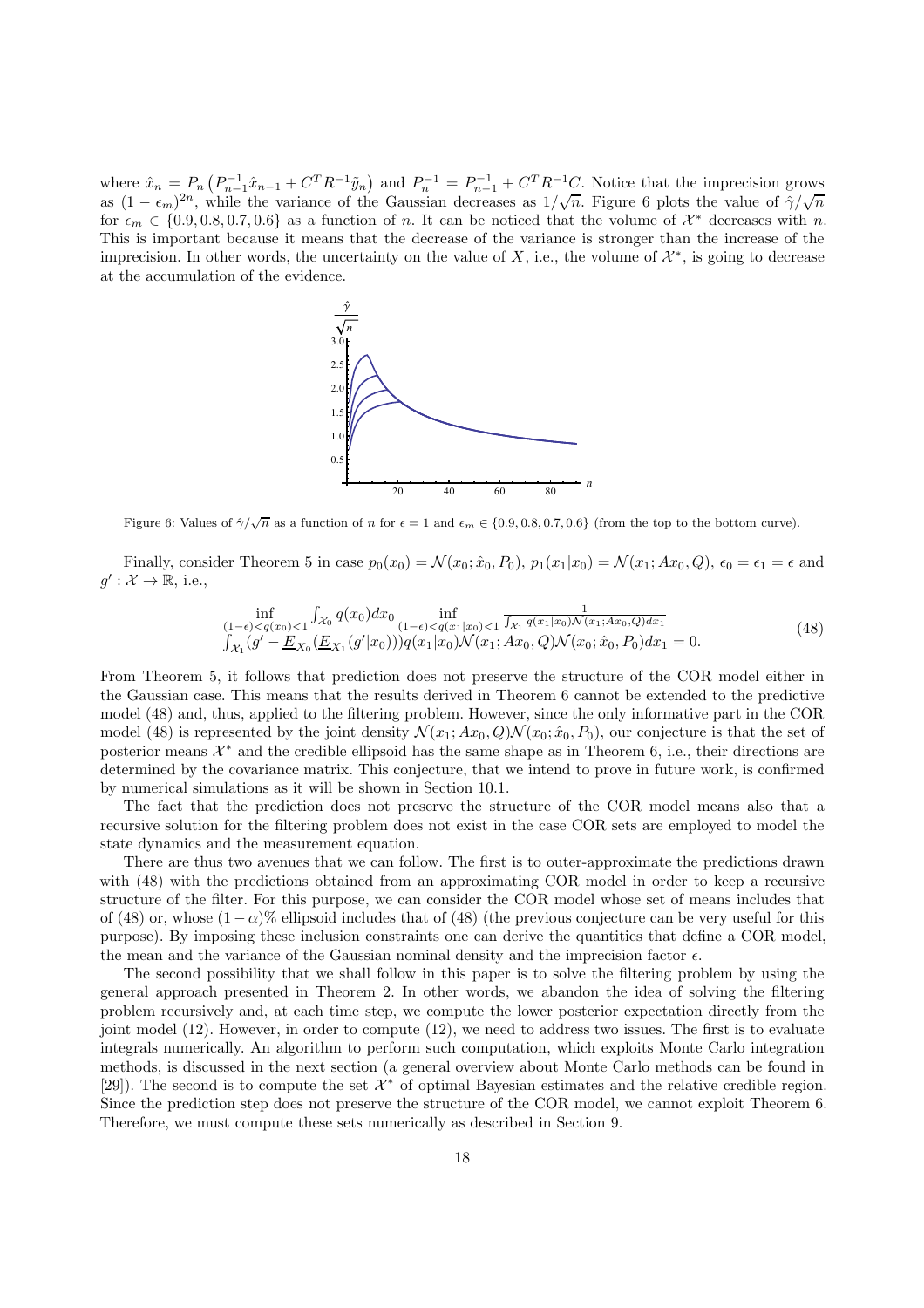where $\hat{x}_n = P_n \left( P_{n-1}^{-1} \hat{x}_{n-1} + C^T R^{-1} \tilde{y}_n \right)$ and $P_n^{-1} = P_{n-1}^{-1} + C^T R^{-1} C$. Notice that the imprecision grows as $(1 - \epsilon_m)^{2n}$, while the variance of the Gaussian decreases as $1/\sqrt{n}$. Figure 6 plots the value of $\hat{\gamma}/\sqrt{n}$ for $\epsilon_m \in \{0.9, 0.8, 0.7, 0.6\}$ as a function of $n$. It can be noticed that the volume of $\mathcal{X}^*$ decreases with $n$. This is important because it means that the decrease of the variance is stronger than the increase of the imprecision. In other words, the uncertainty on the value of $X$, i.e., the volume of $\mathcal{X}^*$, is going to decrease at the accumulation of the evidence.

Figure 6: Values of $\hat{\gamma}/\sqrt{n}$ as a function of $n$ for $\epsilon = 1$ and $\epsilon_m \in \{0.9, 0.8, 0.7, 0.6\}$ (from the top to the bottom curve).

Finally, consider Theorem 5 in case $p_0(x_0) = \mathcal{N}(x_0; \hat{x}_0, P_0)$, $p_1(x_1|x_0) = \mathcal{N}(x_1; Ax_0, Q)$, $\epsilon_0 = \epsilon_1 = \epsilon$ and $g' : \mathcal{X} \to \mathbb{R}$, i.e.,

$$
\begin{array}{l}
\inf\limits_{(1-\epsilon)<q(x_0)<1} \int_{\mathcal{X}_0} q(x_0) dx_0 \inf\limits_{(1-\epsilon)<q(x_1|x_0)<1} \frac{1}{\int_{\mathcal{X}_1} q(x_1|x_0)\mathcal{N}(x_1; Ax_0, Q) dx_1} \\
\int_{\mathcal{X}_1} (g' - \underline{E}_{X_0}(\underline{E}_{X_1}(g'|x_0))) q(x_1|x_0) \mathcal{N}(x_1; Ax_0, Q) \mathcal{N}(x_0; \hat{x}_0, P_0) dx_1 = 0.
\end{array}
\tag{48}
$$

From Theorem 5, it follows that prediction does not preserve the structure of the COR model either in the Gaussian case. This means that the results derived in Theorem 6 cannot be extended to the predictive model (48) and, thus, applied to the filtering problem. However, since the only informative part in the COR model (48) is represented by the joint density $\mathcal{N}(x_1; Ax_0, Q)\mathcal{N}(x_0; \hat{x}_0, P_0)$, our conjecture is that the set of posterior means $\mathcal{X}^*$ and the credible ellipsoid has the same shape as in Theorem 6, i.e., their directions are determined by the covariance matrix. This conjecture, that we intend to prove in future work, is confirmed by numerical simulations as it will be shown in Section 10.1.

The fact that the prediction does not preserve the structure of the COR model means also that a recursive solution for the filtering problem does not exist in the case COR sets are employed to model the state dynamics and the measurement equation.

There are thus two avenues that we can follow. The first is to outer-approximate the predictions drawn with (48) with the predictions obtained from an approximating COR model in order to keep a recursive structure of the filter. For this purpose, we can consider the COR model whose set of means includes that of (48) or, whose $(1 - \alpha)\%$ ellipsoid includes that of (48) (the previous conjecture can be very useful for this purpose). By imposing these inclusion constraints one can derive the quantities that define a COR model, the mean and the variance of the Gaussian nominal density and the imprecision factor $\epsilon$.

The second possibility that we shall follow in this paper is to solve the filtering problem by using the general approach presented in Theorem 2. In other words, we abandon the idea of solving the filtering problem recursively and, at each time step, we compute the lower posterior expectation directly from the joint model (12). However, in order to compute (12), we need to address two issues. The first is to evaluate integrals numerically. An algorithm to perform such computation, which exploits Monte Carlo integration methods, is discussed in the next section (a general overview about Monte Carlo methods can be found in [29]). The second is to compute the set $\mathcal{X}^*$ of optimal Bayesian estimates and the relative credible region. Since the prediction step does not preserve the structure of the COR model, we cannot exploit Theorem 6. Therefore, we must compute these sets numerically as described in Section 9.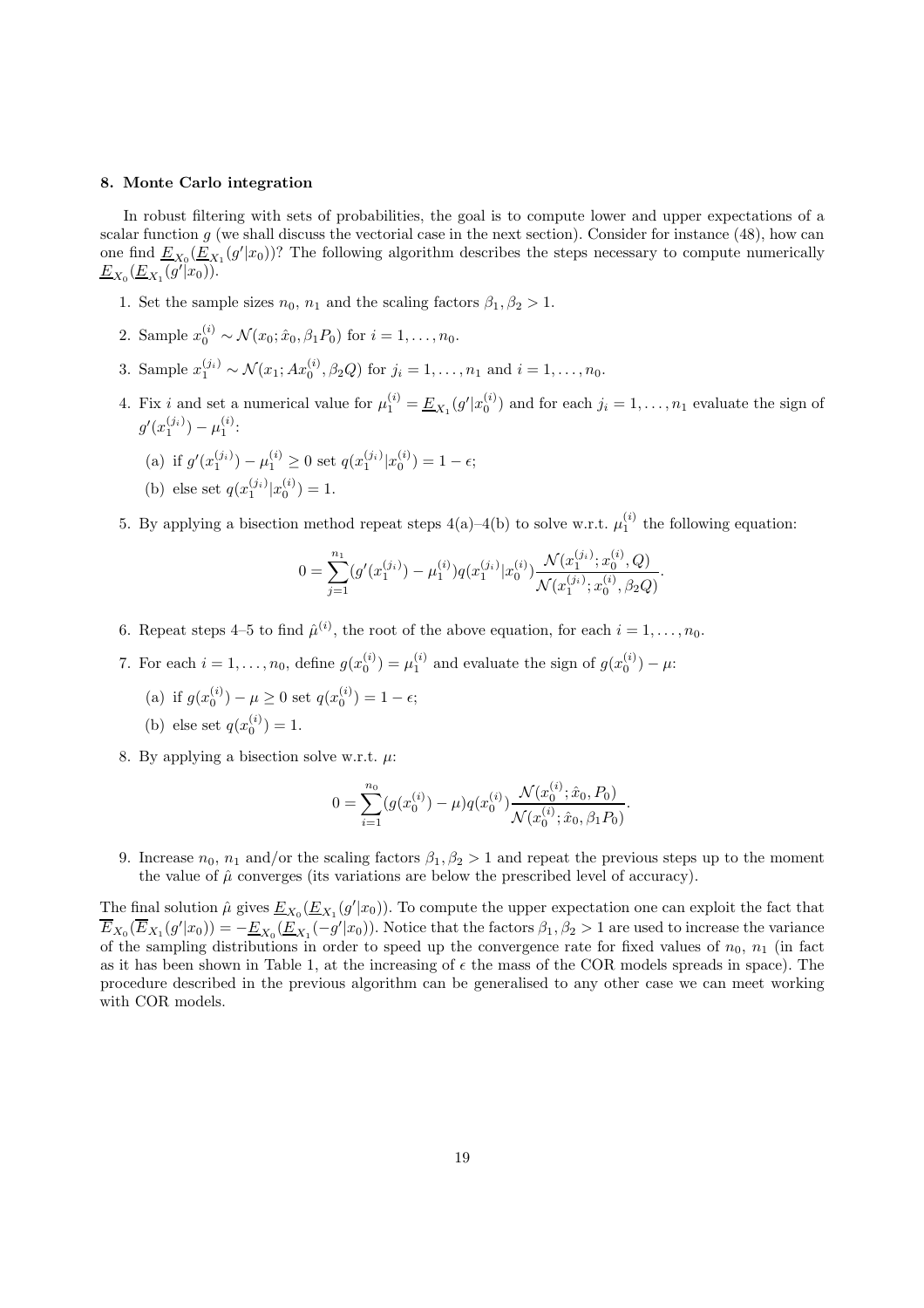### 8. Monte Carlo integration

In robust filtering with sets of probabilities, the goal is to compute lower and upper expectations of a scalar function $g$ (we shall discuss the vectorial case in the next section). Consider for instance (48), how can one find $\underline{E}_{X_0}(\underline{E}_{X_1}(g'|x_0))$? The following algorithm describes the steps necessary to compute numerically $\underline{E}_{X_0}(\underline{E}_{X_1}(g'|x_0))$.

1. Set the sample sizes $n_0$, $n_1$ and the scaling factors $\beta_1, \beta_2 > 1$.
2. Sample $x_0^{(i)} \sim \mathcal{N}(x_0; \hat{x}_0, \beta_1 P_0)$ for $i = 1, \ldots, n_0$.
3. Sample $x_1^{(j_i)} \sim \mathcal{N}(x_1; Ax_0^{(i)}, \beta_2 Q)$ for $j_i = 1, \ldots, n_1$ and $i = 1, \ldots, n_0$.
4. Fix $i$ and set a numerical value for $\mu_1^{(i)} = \underline{E}_{X_1}(g'|x_0^{(i)})$ and for each $j_i = 1, \ldots, n_1$ evaluate the sign of $g'(x_1^{(j_i)}) - \mu_1^{(i)}$:
   (a) if $g'(x_1^{(j_i)}) - \mu_1^{(i)} \geq 0$ set $q(x_1^{(j_i)}|x_0^{(i)}) = 1 - \epsilon$;
   (b) else set $q(x_1^{(j_i)}|x_0^{(i)}) = 1$.
5. By applying a bisection method repeat steps 4(a)–4(b) to solve w.r.t. $\mu_1^{(i)}$ the following equation:
$$0 = \sum_{j=1}^{n_1} (g'(x_1^{(j_i)}) - \mu_1^{(i)}) q(x_1^{(j_i)}|x_0^{(i)}) \frac{\mathcal{N}(x_1^{(j_i)}; x_0^{(i)}, Q)}{\mathcal{N}(x_1^{(j_i)}; x_0^{(i)}, \beta_2 Q)}.$$
6. Repeat steps 4–5 to find $\hat{\mu}^{(i)}$, the root of the above equation, for each $i = 1, \ldots, n_0$.
7. For each $i = 1, \ldots, n_0$, define $g(x_0^{(i)}) = \mu_1^{(i)}$ and evaluate the sign of $g(x_0^{(i)}) - \mu$:
   (a) if $g(x_0^{(i)}) - \mu \geq 0$ set $q(x_0^{(i)}) = 1 - \epsilon$;
   (b) else set $q(x_0^{(i)}) = 1$.
8. By applying a bisection solve w.r.t. $\mu$:
$$0 = \sum_{i=1}^{n_0} (g(x_0^{(i)}) - \mu) q(x_0^{(i)}) \frac{\mathcal{N}(x_0^{(i)}; \hat{x}_0, P_0)}{\mathcal{N}(x_0^{(i)}; \hat{x}_0, \beta_1 P_0)}.$$
9. Increase $n_0$, $n_1$ and/or the scaling factors $\beta_1, \beta_2 > 1$ and repeat the previous steps up to the moment the value of $\hat{\mu}$ converges (its variations are below the prescribed level of accuracy).

The final solution $\hat{\mu}$ gives $\underline{E}_{X_0}(\underline{E}_{X_1}(g'|x_0))$. To compute the upper expectation one can exploit the fact that $\overline{E}_{X_0}(\overline{E}_{X_1}(g'|x_0)) = -\underline{E}_{X_0}(\underline{E}_{X_1}(-g'|x_0))$. Notice that the factors $\beta_1, \beta_2 > 1$ are used to increase the variance of the sampling distributions in order to speed up the convergence rate for fixed values of $n_0$, $n_1$ (in fact as it has been shown in Table 1, at the increasing of $\epsilon$ the mass of the COR models spreads in space). The procedure described in the previous algorithm can be generalised to any other case we can meet working with COR models.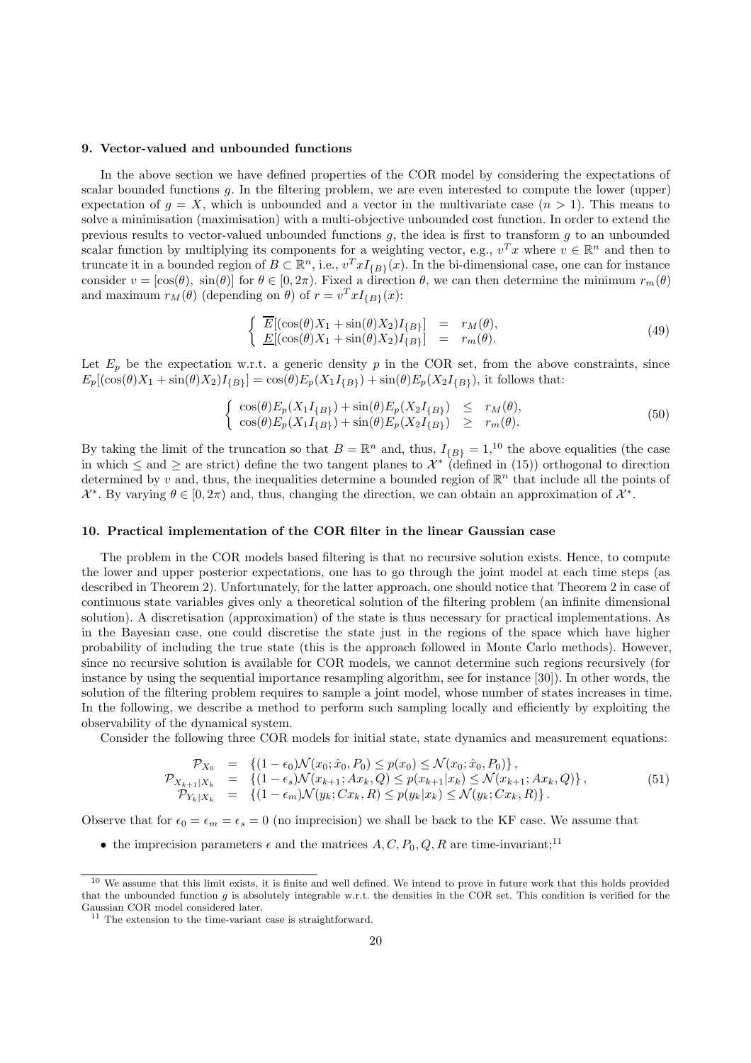## 9. Vector-valued and unbounded functions

In the above section we have defined properties of the COR model by considering the expectations of scalar bounded functions $g$. In the filtering problem, we are even interested to compute the lower (upper) expectation of $g = X$, which is unbounded and a vector in the multivariate case ($n > 1$). This means to solve a minimisation (maximisation) with a multi-objective unbounded cost function. In order to extend the previous results to vector-valued unbounded functions $g$, the idea is first to transform $g$ to an unbounded scalar function by multiplying its components for a weighting vector, e.g., $v^T x$ where $v \in \mathbb{R}^n$ and then to truncate it in a bounded region of $B \subset \mathbb{R}^n$, i.e., $v^T x I_{\{B\}}(x)$. In the bi-dimensional case, one can for instance consider $v = [\cos(\theta),\ \sin(\theta)]$ for $\theta \in [0, 2\pi)$. Fixed a direction $\theta$, we can then determine the minimum $r_m(\theta)$ and maximum $r_M(\theta)$ (depending on $\theta$) of $r = v^T x I_{\{B\}}(x)$:

$$
\left\{
\begin{array}{lcl}
\overline{E}[(\cos(\theta)X_1 + \sin(\theta)X_2)I_{\{B\}}] & = & r_M(\theta), \\
\underline{E}[(\cos(\theta)X_1 + \sin(\theta)X_2)I_{\{B\}}] & = & r_m(\theta).
\end{array}
\right.
\tag{49}
$$

Let $E_p$ be the expectation w.r.t. a generic density $p$ in the COR set, from the above constraints, since $E_p[(\cos(\theta)X_1 + \sin(\theta)X_2)I_{\{B\}}] = \cos(\theta)E_p(X_1 I_{\{B\}}) + \sin(\theta)E_p(X_2 I_{\{B\}})$, it follows that:

$$
\left\{
\begin{array}{lcl}
\cos(\theta)E_p(X_1 I_{\{B\}}) + \sin(\theta)E_p(X_2 I_{\{B\}}) & \leq & r_M(\theta), \\
\cos(\theta)E_p(X_1 I_{\{B\}}) + \sin(\theta)E_p(X_2 I_{\{B\}}) & \geq & r_m(\theta).
\end{array}
\right.
\tag{50}
$$

By taking the limit of the truncation so that $B = \mathbb{R}^n$ and, thus, $I_{\{B\}} = 1$,[10] the above equalities (the case in which $\leq$ and $\geq$ are strict) define the two tangent planes to $\mathcal{X}^*$ (defined in (15)) orthogonal to direction determined by $v$ and, thus, the inequalities determine a bounded region of $\mathbb{R}^n$ that include all the points of $\mathcal{X}^*$. By varying $\theta \in [0, 2\pi)$ and, thus, changing the direction, we can obtain an approximation of $\mathcal{X}^*$.

## 10. Practical implementation of the COR filter in the linear Gaussian case

The problem in the COR models based filtering is that no recursive solution exists. Hence, to compute the lower and upper posterior expectations, one has to go through the joint model at each time steps (as described in Theorem 2). Unfortunately, for the latter approach, one should notice that Theorem 2 in case of continuous state variables gives only a theoretical solution of the filtering problem (an infinite dimensional solution). A discretisation (approximation) of the state is thus necessary for practical implementations. As in the Bayesian case, one could discretise the state just in the regions of the space which have higher probability of including the true state (this is the approach followed in Monte Carlo methods). However, since no recursive solution is available for COR models, we cannot determine such regions recursively (for instance by using the sequential importance resampling algorithm, see for instance [30]). In other words, the solution of the filtering problem requires to sample a joint model, whose number of states increases in time. In the following, we describe a method to perform such sampling locally and efficiently by exploiting the observability of the dynamical system.

Consider the following three COR models for initial state, state dynamics and measurement equations:

$$
\begin{array}{lcl}
\mathcal{P}_{X_0} & = & \left\{(1-\epsilon_0)\mathcal{N}(x_0; \hat{x}_0, P_0) \leq p(x_0) \leq \mathcal{N}(x_0; \hat{x}_0, P_0)\right\}, \\
\mathcal{P}_{X_{k+1}|X_k} & = & \left\{(1-\epsilon_s)\mathcal{N}(x_{k+1}; Ax_k, Q) \leq p(x_{k+1}|x_k) \leq \mathcal{N}(x_{k+1}; Ax_k, Q)\right\}, \\
\mathcal{P}_{Y_k|X_k} & = & \left\{(1-\epsilon_m)\mathcal{N}(y_k; Cx_k, R) \leq p(y_k|x_k) \leq \mathcal{N}(y_k; Cx_k, R)\right\}.
\end{array}
\tag{51}
$$

Observe that for $\epsilon_0 = \epsilon_m = \epsilon_s = 0$ (no imprecision) we shall be back to the KF case. We assume that

- the imprecision parameters $\epsilon$ and the matrices $A, C, P_0, Q, R$ are time-invariant;[11]

---

[10] We assume that this limit exists, it is finite and well defined. We intend to prove in future work that this holds provided that the unbounded function $g$ is absolutely integrable w.r.t. the densities in the COR set. This condition is verified for the Gaussian COR model considered later.

[11] The extension to the time-variant case is straightforward.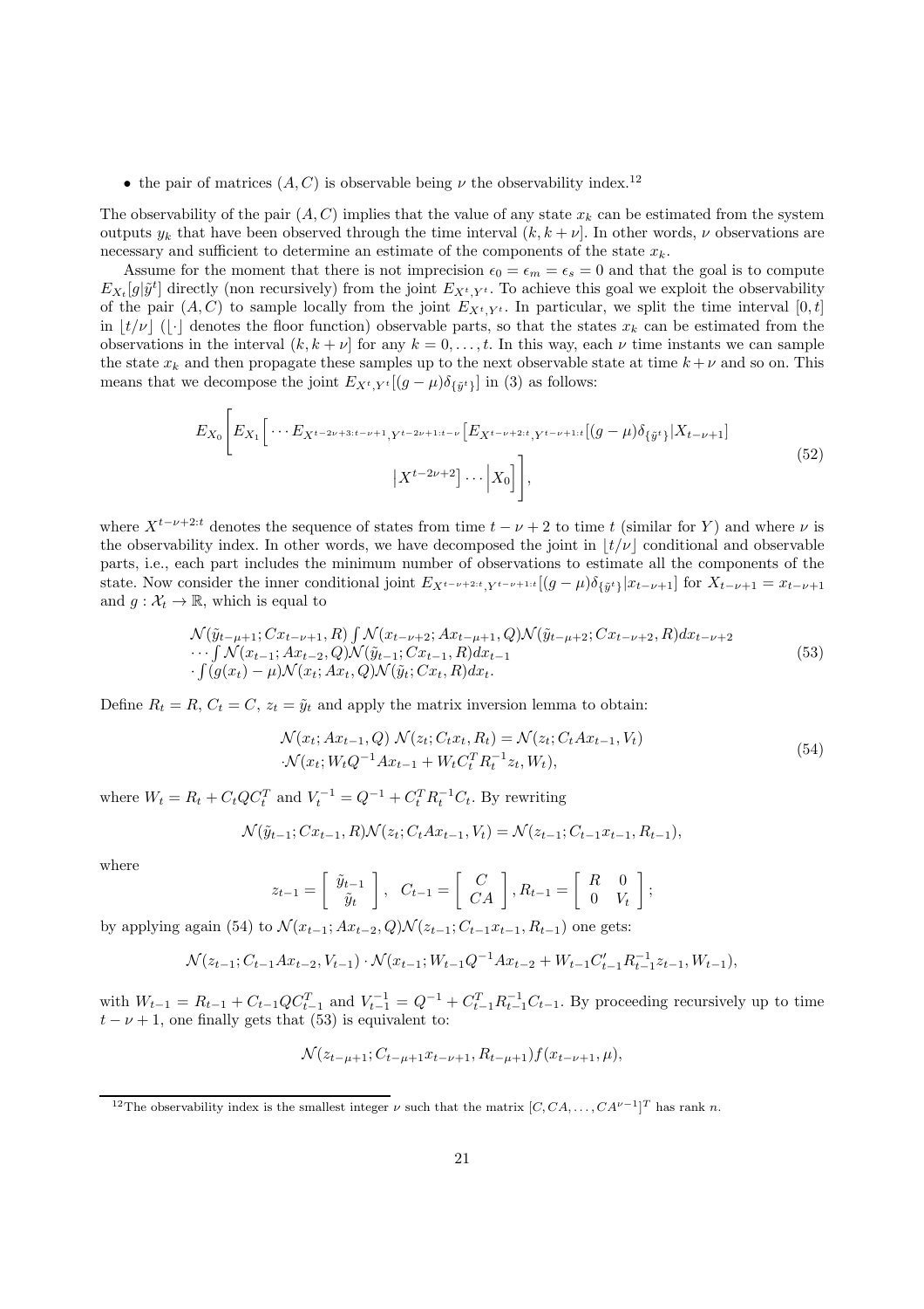- the pair of matrices $(A, C)$ is observable being $\nu$ the observability index.[12]

The observability of the pair $(A, C)$ implies that the value of any state $x_k$ can be estimated from the system outputs $y_k$ that have been observed through the time interval $(k, k+\nu]$. In other words, $\nu$ observations are necessary and sufficient to determine an estimate of the components of the state $x_k$.

Assume for the moment that there is not imprecision $\epsilon_0 = \epsilon_m = \epsilon_s = 0$ and that the goal is to compute $E_{X_t}[g|\tilde{y}^t]$ directly (non recursively) from the joint $E_{X^t,Y^t}$. To achieve this goal we exploit the observability of the pair $(A, C)$ to sample locally from the joint $E_{X^t,Y^t}$. In particular, we split the time interval $[0, t]$ in $\lfloor t/\nu \rfloor$ ($\lfloor \cdot \rfloor$ denotes the floor function) observable parts, so that the states $x_k$ can be estimated from the observations in the interval $(k, k+\nu]$ for any $k = 0, \ldots, t$. In this way, each $\nu$ time instants we can sample the state $x_k$ and then propagate these samples up to the next observable state at time $k+\nu$ and so on. This means that we decompose the joint $E_{X^t,Y^t}[(g-\mu)\delta_{\{\tilde{y}^t\}}]$ in (3) as follows:

$$
E_{X_0}\left[ E_{X_1}\Big[ \cdots E_{X^{t-2\nu+3:t-\nu+1},Y^{t-2\nu+1:t-\nu}}\left[ E_{X^{t-\nu+2:t},Y^{t-\nu+1:t}}[(g-\mu)\delta_{\{\tilde{y}^t\}}|X_{t-\nu+1}] \right. \right. \\
\left. \left. \big| X^{t-2\nu+2}\right] \cdots \Big| X_0\Big] \right], \tag{52}
$$

where $X^{t-\nu+2:t}$ denotes the sequence of states from time $t-\nu+2$ to time $t$ (similar for $Y$) and where $\nu$ is the observability index. In other words, we have decomposed the joint in $\lfloor t/\nu \rfloor$ conditional and observable parts, i.e., each part includes the minimum number of observations to estimate all the components of the state. Now consider the inner conditional joint $E_{X^{t-\nu+2:t},Y^{t-\nu+1:t}}[(g-\mu)\delta_{\{\tilde{y}^t\}}|x_{t-\nu+1}]$ for $X_{t-\nu+1} = x_{t-\nu+1}$ and $g : \mathcal{X}_t \to \mathbb{R}$, which is equal to

$$
\begin{array}{l}
\mathcal{N}(\tilde{y}_{t-\mu+1}; Cx_{t-\nu+1}, R) \int \mathcal{N}(x_{t-\nu+2}; Ax_{t-\mu+1}, Q)\mathcal{N}(\tilde{y}_{t-\mu+2}; Cx_{t-\nu+2}, R)dx_{t-\nu+2} \\
\cdots \int \mathcal{N}(x_{t-1}; Ax_{t-2}, Q)\mathcal{N}(\tilde{y}_{t-1}; Cx_{t-1}, R)dx_{t-1} \\
\cdot \int (g(x_t) - \mu)\mathcal{N}(x_t; Ax_t, Q)\mathcal{N}(\tilde{y}_t; Cx_t, R)dx_t.
\end{array} \tag{53}
$$

Define $R_t = R$, $C_t = C$, $z_t = \tilde{y}_t$ and apply the matrix inversion lemma to obtain:

$$
\begin{array}{l}
\mathcal{N}(x_t; Ax_{t-1}, Q)\ \mathcal{N}(z_t; C_t x_t, R_t) = \mathcal{N}(z_t; C_t A x_{t-1}, V_t) \\
\cdot \mathcal{N}(x_t; W_t Q^{-1} A x_{t-1} + W_t C_t^T R_t^{-1} z_t, W_t),
\end{array} \tag{54}
$$

where $W_t = R_t + C_t Q C_t^T$ and $V_t^{-1} = Q^{-1} + C_t^T R_t^{-1} C_t$. By rewriting

$$
\mathcal{N}(\tilde{y}_{t-1}; Cx_{t-1}, R)\mathcal{N}(z_t; C_t A x_{t-1}, V_t) = \mathcal{N}(z_{t-1}; C_{t-1} x_{t-1}, R_{t-1}),
$$

where

$$
z_{t-1} = \begin{bmatrix} \tilde{y}_{t-1} \\ \tilde{y}_t \end{bmatrix}, \quad C_{t-1} = \begin{bmatrix} C \\ CA \end{bmatrix}, R_{t-1} = \begin{bmatrix} R & 0 \\ 0 & V_t \end{bmatrix};
$$

by applying again (54) to $\mathcal{N}(x_{t-1}; Ax_{t-2}, Q)\mathcal{N}(z_{t-1}; C_{t-1} x_{t-1}, R_{t-1})$ one gets:

$$
\mathcal{N}(z_{t-1}; C_{t-1} A x_{t-2}, V_{t-1}) \cdot \mathcal{N}(x_{t-1}; W_{t-1} Q^{-1} A x_{t-2} + W_{t-1} C'_{t-1} R_{t-1}^{-1} z_{t-1}, W_{t-1}),
$$

with $W_{t-1} = R_{t-1} + C_{t-1} Q C_{t-1}^T$ and $V_{t-1}^{-1} = Q^{-1} + C_{t-1}^T R_{t-1}^{-1} C_{t-1}$. By proceeding recursively up to time $t-\nu+1$, one finally gets that (53) is equivalent to:

$$
\mathcal{N}(z_{t-\mu+1}; C_{t-\mu+1} x_{t-\nu+1}, R_{t-\mu+1}) f(x_{t-\nu+1}, \mu),
$$

[12] The observability index is the smallest integer $\nu$ such that the matrix $[C, CA, \ldots, CA^{\nu-1}]^T$ has rank $n$.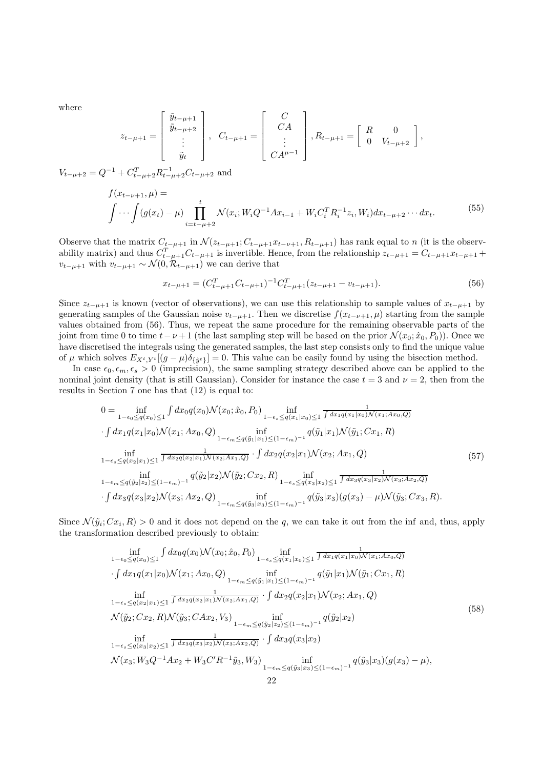where

$$
z_{t-\mu+1} = \begin{bmatrix} \tilde{y}_{t-\mu+1} \\ \tilde{y}_{t-\mu+2} \\ \vdots \\ \tilde{y}_t \end{bmatrix}, \quad C_{t-\mu+1} = \begin{bmatrix} C \\ CA \\ \vdots \\ CA^{\mu-1} \end{bmatrix}, R_{t-\mu+1} = \begin{bmatrix} R & 0 \\ 0 & V_{t-\mu+2} \end{bmatrix},
$$

$V_{t-\mu+2} = Q^{-1} + C_{t-\mu+2}^T R_{t-\mu+2}^{-1} C_{t-\mu+2}$ and

$$
\begin{array}{l} f(x_{t-\nu+1}, \mu) = \\ \displaystyle\int \cdots \int (g(x_t) - \mu) \prod_{i=t-\mu+2}^{t} \mathcal{N}(x_i; W_i Q^{-1} A x_{i-1} + W_i C_i^T R_i^{-1} z_i, W_i) dx_{t-\mu+2} \cdots dx_t. \end{array} \tag{55}
$$

Observe that the matrix $C_{t-\mu+1}$ in $\mathcal{N}(z_{t-\mu+1}; C_{t-\mu+1} x_{t-\nu+1}, R_{t-\mu+1})$ has rank equal to $n$ (it is the observability matrix) and thus $C_{t-\mu+1}^T C_{t-\mu+1}$ is invertible. Hence, from the relationship $z_{t-\mu+1} = C_{t-\mu+1} x_{t-\mu+1} + v_{t-\mu+1}$ with $v_{t-\mu+1} \sim \mathcal{N}(0, \mathcal{R}_{t-\mu+1})$ we can derive that

$$
x_{t-\mu+1} = (C_{t-\mu+1}^T C_{t-\mu+1})^{-1} C_{t-\mu+1}^T (z_{t-\mu+1} - v_{t-\mu+1}). \tag{56}
$$

Since $z_{t-\mu+1}$ is known (vector of observations), we can use this relationship to sample values of $x_{t-\mu+1}$ by generating samples of the Gaussian noise $v_{t-\mu+1}$. Then we discretise $f(x_{t-\nu+1}, \mu)$ starting from the sample values obtained from (56). Thus, we repeat the same procedure for the remaining observable parts of the joint from time 0 to time $t - \nu + 1$ (the last sampling step will be based on the prior $\mathcal{N}(x_0; \hat{x}_0, P_0)$). Once we have discretised the integrals using the generated samples, the last step consists only to find the unique value of $\mu$ which solves $E_{X^t,Y^t}[(g - \mu)\delta_{\{\tilde{y}^t\}}] = 0$. This value can be easily found by using the bisection method.

In case $\epsilon_0, \epsilon_m, \epsilon_s > 0$ (imprecision), the same sampling strategy described above can be applied to the nominal joint density (that is still Gaussian). Consider for instance the case $t = 3$ and $\nu = 2$, then from the results in Section 7 one has that (12) is equal to:

$$
\begin{array}{l}
0 = \inf\limits_{1-\epsilon_0 \leq q(x_0) \leq 1} \int dx_0 q(x_0) \mathcal{N}(x_0; \hat{x}_0, P_0) \inf\limits_{1-\epsilon_s \leq q(x_1|x_0) \leq 1} \frac{1}{\int dx_1 q(x_1|x_0) \mathcal{N}(x_1; Ax_0, Q)} \\
\cdot \int dx_1 q(x_1|x_0) \mathcal{N}(x_1; Ax_0, Q) \inf\limits_{1-\epsilon_m \leq q(\tilde{y}_1|x_1) \leq (1-\epsilon_m)^{-1}} q(\tilde{y}_1|x_1) \mathcal{N}(\tilde{y}_1; Cx_1, R) \\
\inf\limits_{1-\epsilon_s \leq q(x_2|x_1) \leq 1} \frac{1}{\int dx_2 q(x_2|x_1) \mathcal{N}(x_2; Ax_1, Q)} \cdot \int dx_2 q(x_2|x_1) \mathcal{N}(x_2; Ax_1, Q) \\
\inf\limits_{1-\epsilon_m \leq q(\tilde{y}_2|z_2) \leq (1-\epsilon_m)^{-1}} q(\tilde{y}_2|x_2) \mathcal{N}(\tilde{y}_2; Cx_2, R) \inf\limits_{1-\epsilon_s \leq q(x_3|x_2) \leq 1} \frac{1}{\int dx_3 q(x_3|x_2) \mathcal{N}(x_3; Ax_2, Q)} \\
\cdot \int dx_3 q(x_3|x_2) \mathcal{N}(x_3; Ax_2, Q) \inf\limits_{1-\epsilon_m \leq q(\tilde{y}_3|x_3) \leq (1-\epsilon_m)^{-1}} q(\tilde{y}_3|x_3)(g(x_3) - \mu) \mathcal{N}(\tilde{y}_3; Cx_3, R).
\end{array} \tag{57}
$$

Since $\mathcal{N}(\tilde{y}_i; Cx_i, R) > 0$ and it does not depend on the $q$, we can take it out from the inf and, thus, apply the transformation described previously to obtain:

$$
\begin{array}{l}
\inf\limits_{1-\epsilon_0 \leq q(x_0) \leq 1} \int dx_0 q(x_0) \mathcal{N}(x_0; \hat{x}_0, P_0) \inf\limits_{1-\epsilon_s \leq q(x_1|x_0) \leq 1} \frac{1}{\int dx_1 q(x_1|x_0) \mathcal{N}(x_1; Ax_0, Q)} \\
\cdot \int dx_1 q(x_1|x_0) \mathcal{N}(x_1; Ax_0, Q) \inf\limits_{1-\epsilon_m \leq q(\tilde{y}_1|x_1) \leq (1-\epsilon_m)^{-1}} q(\tilde{y}_1|x_1) \mathcal{N}(\tilde{y}_1; Cx_1, R) \\
\inf\limits_{1-\epsilon_s \leq q(x_2|x_1) \leq 1} \frac{1}{\int dx_2 q(x_2|x_1) \mathcal{N}(x_2; Ax_1, Q)} \cdot \int dx_2 q(x_2|x_1) \mathcal{N}(x_2; Ax_1, Q) \\
\mathcal{N}(\tilde{y}_2; Cx_2, R) \mathcal{N}(\tilde{y}_3; CAx_2, V_3) \inf\limits_{1-\epsilon_m \leq q(\tilde{y}_2|z_2) \leq (1-\epsilon_m)^{-1}} q(\tilde{y}_2|x_2) \\
\inf\limits_{1-\epsilon_s \leq q(x_3|x_2) \leq 1} \frac{1}{\int dx_3 q(x_3|x_2) \mathcal{N}(x_3; Ax_2, Q)} \cdot \int dx_3 q(x_3|x_2) \\
\mathcal{N}(x_3; W_3 Q^{-1} A x_2 + W_3 C' R^{-1} \tilde{y}_3, W_3) \inf\limits_{1-\epsilon_m \leq q(\tilde{y}_3|x_3) \leq (1-\epsilon_m)^{-1}} q(\tilde{y}_3|x_3)(g(x_3) - \mu),
\end{array} \tag{58}
$$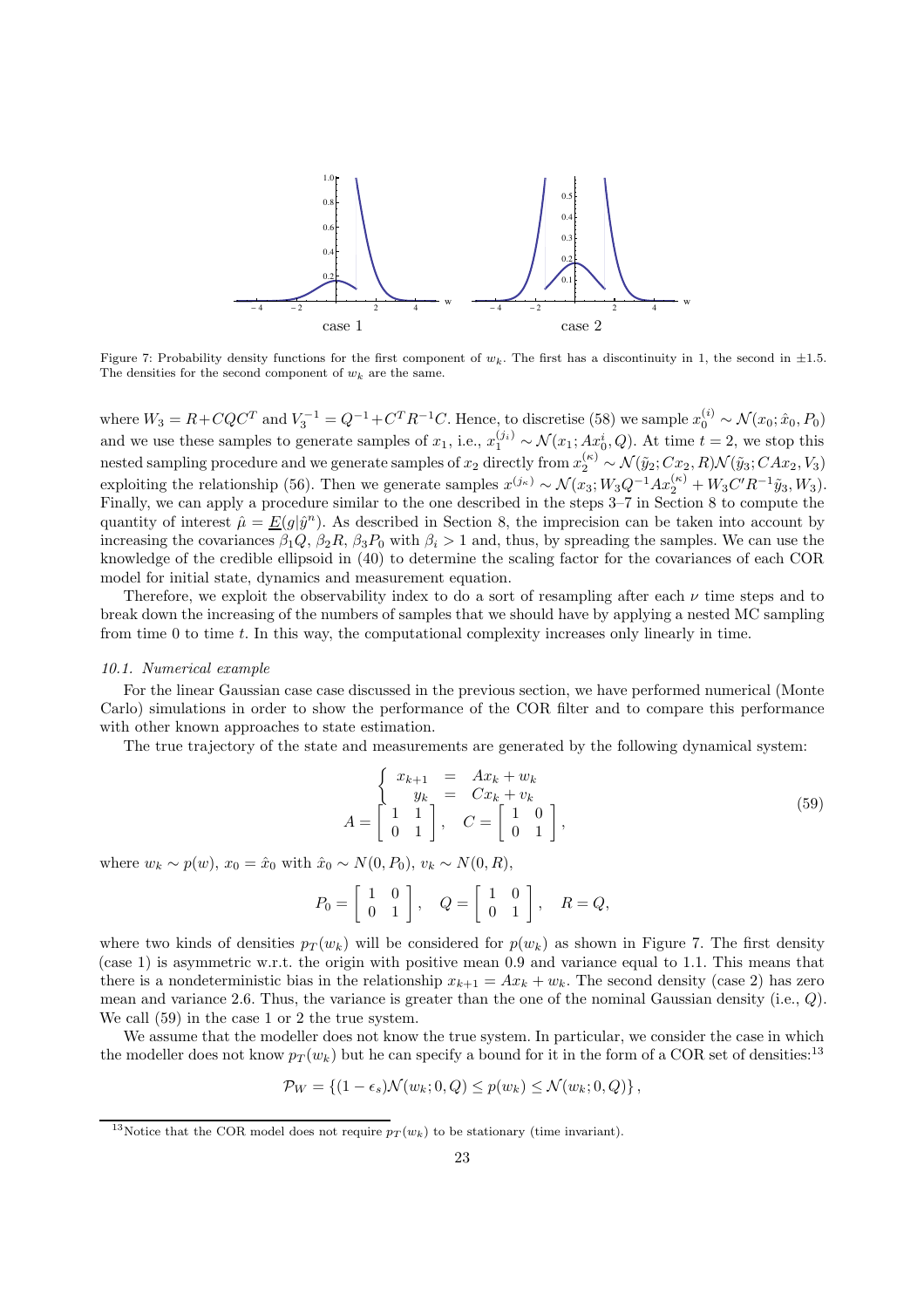Figure 7: Probability density functions for the first component of $w_k$. The first has a discontinuity in 1, the second in $\pm 1.5$. The densities for the second component of $w_k$ are the same.

where $W_3 = R + CQC^T$ and $V_3^{-1} = Q^{-1} + C^T R^{-1} C$. Hence, to discretise (58) we sample $x_0^{(i)} \sim \mathcal{N}(x_0; \hat{x}_0, P_0)$ and we use these samples to generate samples of $x_1$, i.e., $x_1^{(j_i)} \sim \mathcal{N}(x_1; Ax_0^i, Q)$. At time $t = 2$, we stop this nested sampling procedure and we generate samples of $x_2$ directly from $x_2^{(\kappa)} \sim \mathcal{N}(\tilde{y}_2; Cx_2, R)\mathcal{N}(\tilde{y}_3; CAx_2, V_3)$ exploiting the relationship (56). Then we generate samples $x^{(j_\kappa)} \sim \mathcal{N}(x_3; W_3 Q^{-1} A x_2^{(\kappa)} + W_3 C' R^{-1} \tilde{y}_3, W_3)$. Finally, we can apply a procedure similar to the one described in the steps 3–7 in Section 8 to compute the quantity of interest $\hat{\mu} = \underline{E}(g|\hat{y}^n)$. As described in Section 8, the imprecision can be taken into account by increasing the covariances $\beta_1 Q$, $\beta_2 R$, $\beta_3 P_0$ with $\beta_i > 1$ and, thus, by spreading the samples. We can use the knowledge of the credible ellipsoid in (40) to determine the scaling factor for the covariances of each COR model for initial state, dynamics and measurement equation.

Therefore, we exploit the observability index to do a sort of resampling after each $\nu$ time steps and to break down the increasing of the numbers of samples that we should have by applying a nested MC sampling from time 0 to time $t$. In this way, the computational complexity increases only linearly in time.

### 10.1. Numerical example

For the linear Gaussian case case discussed in the previous section, we have performed numerical (Monte Carlo) simulations in order to show the performance of the COR filter and to compare this performance with other known approaches to state estimation.

The true trajectory of the state and measurements are generated by the following dynamical system:

$$
\left\{
\begin{array}{rcl}
x_{k+1} & = & Ax_k + w_k \\
y_k & = & Cx_k + v_k
\end{array}
\right.
\qquad
A = \begin{bmatrix} 1 & 1 \\ 0 & 1 \end{bmatrix}, \quad C = \begin{bmatrix} 1 & 0 \\ 0 & 1 \end{bmatrix}, \tag{59}
$$

where $w_k \sim p(w)$, $x_0 = \hat{x}_0$ with $\hat{x}_0 \sim N(0, P_0)$, $v_k \sim N(0, R)$,

$$
P_0 = \begin{bmatrix} 1 & 0 \\ 0 & 1 \end{bmatrix}, \quad Q = \begin{bmatrix} 1 & 0 \\ 0 & 1 \end{bmatrix}, \quad R = Q,
$$

where two kinds of densities $p_T(w_k)$ will be considered for $p(w_k)$ as shown in Figure 7. The first density (case 1) is asymmetric w.r.t. the origin with positive mean 0.9 and variance equal to 1.1. This means that there is a nondeterministic bias in the relationship $x_{k+1} = Ax_k + w_k$. The second density (case 2) has zero mean and variance 2.6. Thus, the variance is greater than the one of the nominal Gaussian density (i.e., $Q$). We call (59) in the case 1 or 2 the true system.

We assume that the modeller does not know the true system. In particular, we consider the case in which the modeller does not know $p_T(w_k)$ but he can specify a bound for it in the form of a COR set of densities:[13]

$$
\mathcal{P}_W = \{(1 - \epsilon_s)\mathcal{N}(w_k; 0, Q) \leq p(w_k) \leq \mathcal{N}(w_k; 0, Q)\},
$$

[13] Notice that the COR model does not require $p_T(w_k)$ to be stationary (time invariant).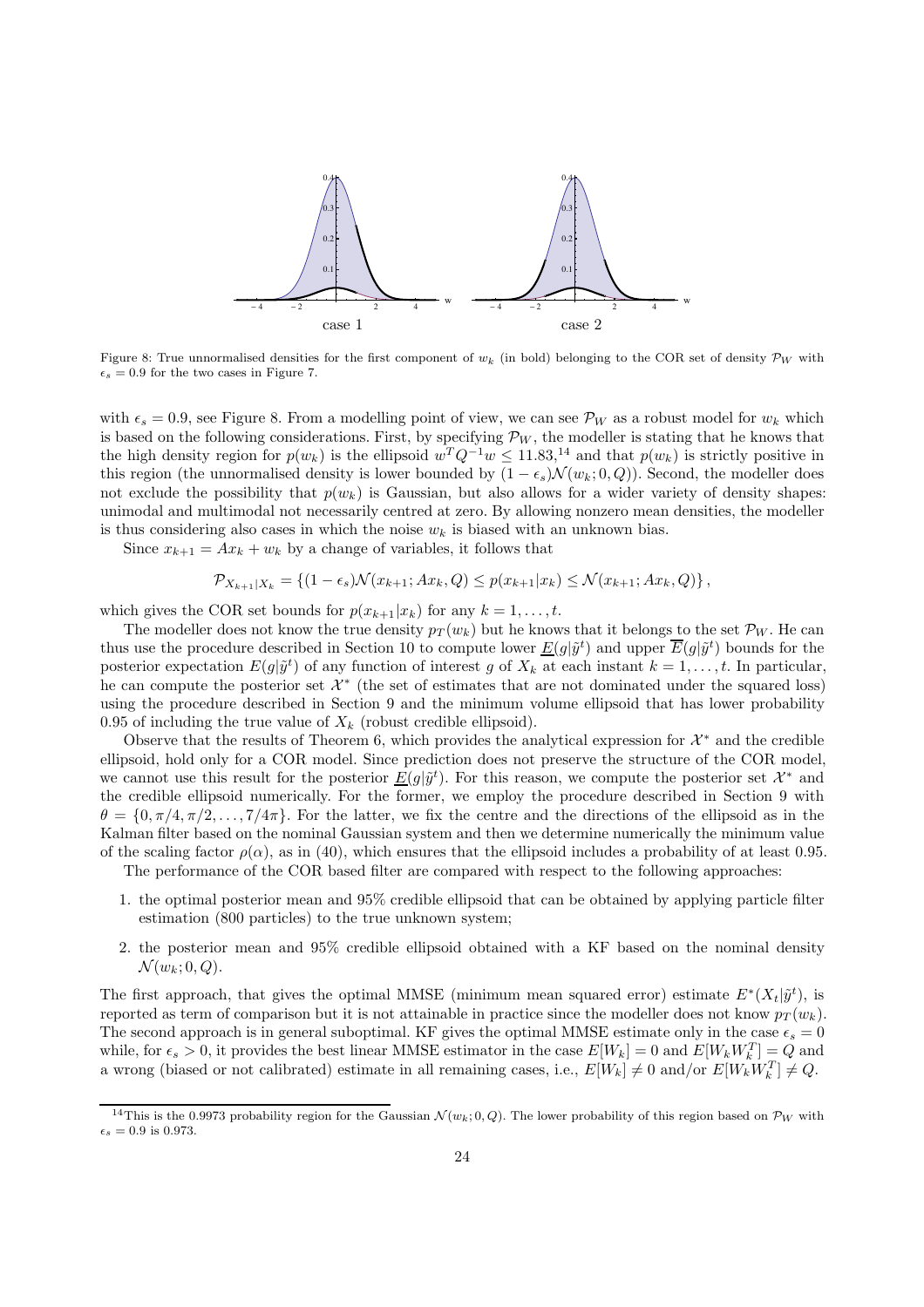Figure 8: True unnormalised densities for the first component of $w_k$ (in bold) belonging to the COR set of density $\mathcal{P}_W$ with $\epsilon_s = 0.9$ for the two cases in Figure 7.

with $\epsilon_s = 0.9$, see Figure 8. From a modelling point of view, we can see $\mathcal{P}_W$ as a robust model for $w_k$ which is based on the following considerations. First, by specifying $\mathcal{P}_W$, the modeller is stating that he knows that the high density region for $p(w_k)$ is the ellipsoid $w^T Q^{-1} w \leq 11.83$,[14] and that $p(w_k)$ is strictly positive in this region (the unnormalised density is lower bounded by $(1-\epsilon_s)\mathcal{N}(w_k; 0, Q)$). Second, the modeller does not exclude the possibility that $p(w_k)$ is Gaussian, but also allows for a wider variety of density shapes: unimodal and multimodal not necessarily centred at zero. By allowing nonzero mean densities, the modeller is thus considering also cases in which the noise $w_k$ is biased with an unknown bias.

Since $x_{k+1} = Ax_k + w_k$ by a change of variables, it follows that

$$\mathcal{P}_{X_{k+1}|X_k} = \{(1-\epsilon_s)\mathcal{N}(x_{k+1}; Ax_k, Q) \leq p(x_{k+1}|x_k) \leq \mathcal{N}(x_{k+1}; Ax_k, Q)\},$$

which gives the COR set bounds for $p(x_{k+1}|x_k)$ for any $k = 1, \ldots, t$.

The modeller does not know the true density $p_T(w_k)$ but he knows that it belongs to the set $\mathcal{P}_W$. He can thus use the procedure described in Section 10 to compute lower $\underline{E}(g|\tilde{y}^t)$ and upper $\overline{E}(g|\tilde{y}^t)$ bounds for the posterior expectation $E(g|\tilde{y}^t)$ of any function of interest $g$ of $X_k$ at each instant $k = 1, \ldots, t$. In particular, he can compute the posterior set $\mathcal{X}^*$ (the set of estimates that are not dominated under the squared loss) using the procedure described in Section 9 and the minimum volume ellipsoid that has lower probability 0.95 of including the true value of $X_k$ (robust credible ellipsoid).

Observe that the results of Theorem 6, which provides the analytical expression for $\mathcal{X}^*$ and the credible ellipsoid, hold only for a COR model. Since prediction does not preserve the structure of the COR model, we cannot use this result for the posterior $\underline{E}(g|\tilde{y}^t)$. For this reason, we compute the posterior set $\mathcal{X}^*$ and the credible ellipsoid numerically. For the former, we employ the procedure described in Section 9 with $\theta = \{0, \pi/4, \pi/2, \ldots, 7/4\pi\}$. For the latter, we fix the centre and the directions of the ellipsoid as in the Kalman filter based on the nominal Gaussian system and then we determine numerically the minimum value of the scaling factor $\rho(\alpha)$, as in (40), which ensures that the ellipsoid includes a probability of at least 0.95.

The performance of the COR based filter are compared with respect to the following approaches:

1. the optimal posterior mean and 95% credible ellipsoid that can be obtained by applying particle filter estimation (800 particles) to the true unknown system;
2. the posterior mean and 95% credible ellipsoid obtained with a KF based on the nominal density $\mathcal{N}(w_k; 0, Q)$.

The first approach, that gives the optimal MMSE (minimum mean squared error) estimate $E^*(X_t|\tilde{y}^t)$, is reported as term of comparison but it is not attainable in practice since the modeller does not know $p_T(w_k)$. The second approach is in general suboptimal. KF gives the optimal MMSE estimate only in the case $\epsilon_s = 0$ while, for $\epsilon_s > 0$, it provides the best linear MMSE estimator in the case $E[W_k] = 0$ and $E[W_k W_k^T] = Q$ and a wrong (biased or not calibrated) estimate in all remaining cases, i.e., $E[W_k] \neq 0$ and/or $E[W_k W_k^T] \neq Q$.

[14] This is the 0.9973 probability region for the Gaussian $\mathcal{N}(w_k; 0, Q)$. The lower probability of this region based on $\mathcal{P}_W$ with $\epsilon_s = 0.9$ is 0.973.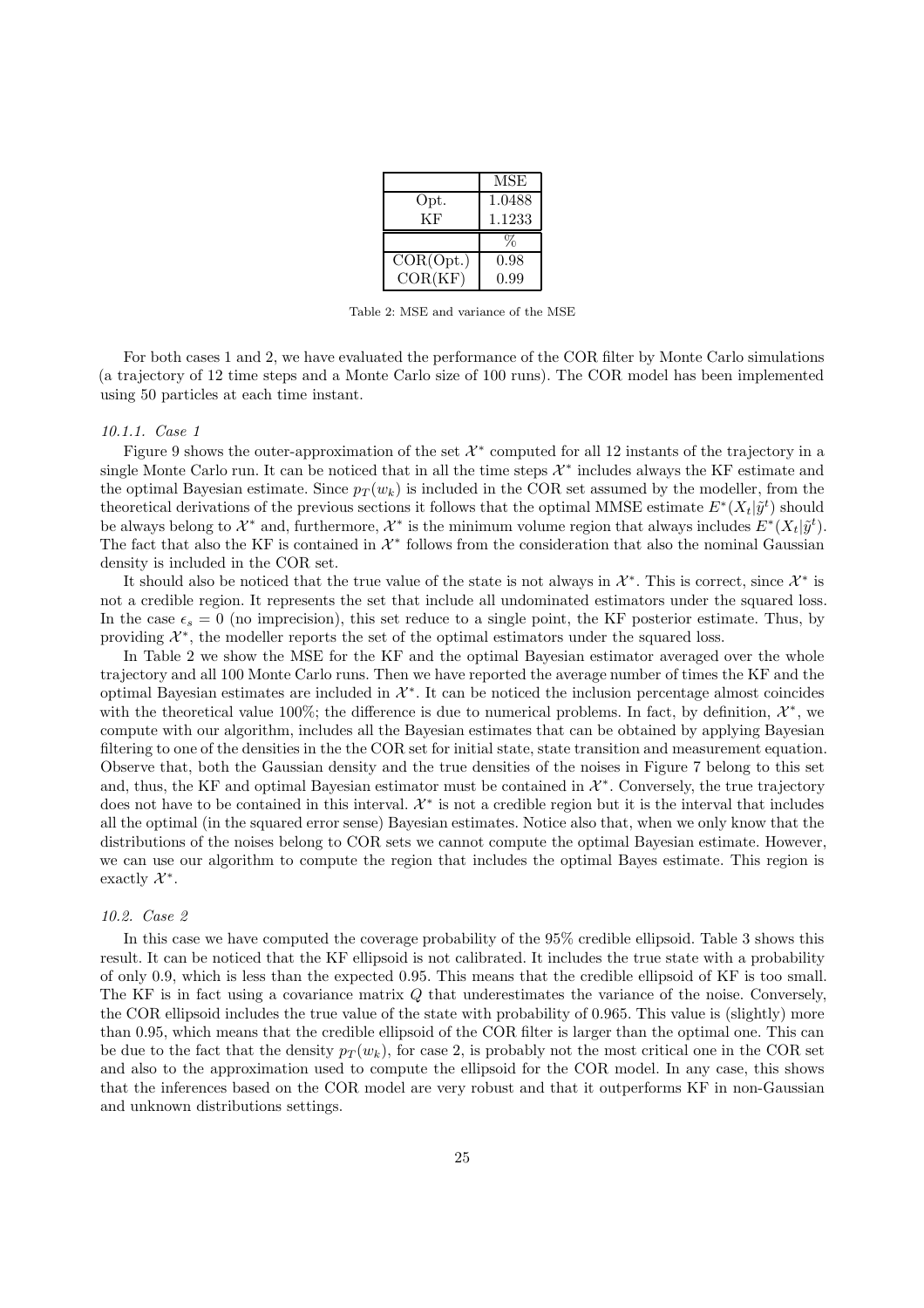|  | MSE |
|---|---|
| Opt. | 1.0488 |
| KF | 1.1233 |
|  | % |
| COR(Opt.) | 0.98 |
| COR(KF) | 0.99 |

Table 2: MSE and variance of the MSE

For both cases 1 and 2, we have evaluated the performance of the COR filter by Monte Carlo simulations (a trajectory of 12 time steps and a Monte Carlo size of 100 runs). The COR model has been implemented using 50 particles at each time instant.

#### *10.1.1. Case 1*

Figure 9 shows the outer-approximation of the set $\mathcal{X}^*$ computed for all 12 instants of the trajectory in a single Monte Carlo run. It can be noticed that in all the time steps $\mathcal{X}^*$ includes always the KF estimate and the optimal Bayesian estimate. Since $p_T(w_k)$ is included in the COR set assumed by the modeller, from the theoretical derivations of the previous sections it follows that the optimal MMSE estimate $E^*(X_t|\tilde{y}^t)$ should be always belong to $\mathcal{X}^*$ and, furthermore, $\mathcal{X}^*$ is the minimum volume region that always includes $E^*(X_t|\tilde{y}^t)$. The fact that also the KF is contained in $\mathcal{X}^*$ follows from the consideration that also the nominal Gaussian density is included in the COR set.

It should also be noticed that the true value of the state is not always in $\mathcal{X}^*$. This is correct, since $\mathcal{X}^*$ is not a credible region. It represents the set that include all undominated estimators under the squared loss. In the case $\epsilon_s = 0$ (no imprecision), this set reduce to a single point, the KF posterior estimate. Thus, by providing $\mathcal{X}^*$, the modeller reports the set of the optimal estimators under the squared loss.

In Table 2 we show the MSE for the KF and the optimal Bayesian estimator averaged over the whole trajectory and all 100 Monte Carlo runs. Then we have reported the average number of times the KF and the optimal Bayesian estimates are included in $\mathcal{X}^*$. It can be noticed the inclusion percentage almost coincides with the theoretical value 100%; the difference is due to numerical problems. In fact, by definition, $\mathcal{X}^*$, we compute with our algorithm, includes all the Bayesian estimates that can be obtained by applying Bayesian filtering to one of the densities in the the COR set for initial state, state transition and measurement equation. Observe that, both the Gaussian density and the true densities of the noises in Figure 7 belong to this set and, thus, the KF and optimal Bayesian estimator must be contained in $\mathcal{X}^*$. Conversely, the true trajectory does not have to be contained in this interval. $\mathcal{X}^*$ is not a credible region but it is the interval that includes all the optimal (in the squared error sense) Bayesian estimates. Notice also that, when we only know that the distributions of the noises belong to COR sets we cannot compute the optimal Bayesian estimate. However, we can use our algorithm to compute the region that includes the optimal Bayes estimate. This region is exactly $\mathcal{X}^*$.

### *10.2. Case 2*

In this case we have computed the coverage probability of the 95% credible ellipsoid. Table 3 shows this result. It can be noticed that the KF ellipsoid is not calibrated. It includes the true state with a probability of only 0.9, which is less than the expected 0.95. This means that the credible ellipsoid of KF is too small. The KF is in fact using a covariance matrix $Q$ that underestimates the variance of the noise. Conversely, the COR ellipsoid includes the true value of the state with probability of 0.965. This value is (slightly) more than 0.95, which means that the credible ellipsoid of the COR filter is larger than the optimal one. This can be due to the fact that the density $p_T(w_k)$, for case 2, is probably not the most critical one in the COR set and also to the approximation used to compute the ellipsoid for the COR model. In any case, this shows that the inferences based on the COR model are very robust and that it outperforms KF in non-Gaussian and unknown distributions settings.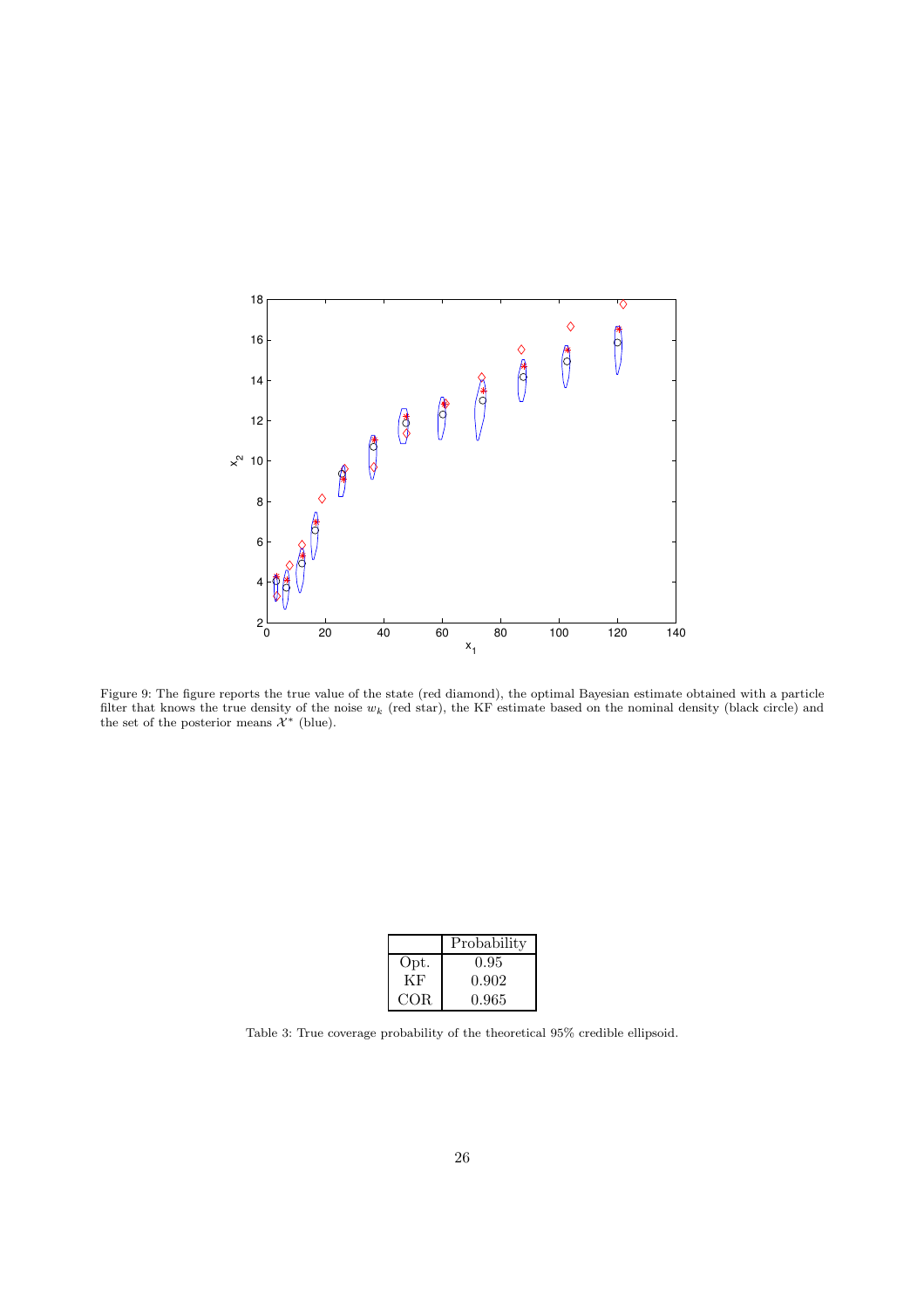Figure 9: The figure reports the true value of the state (red diamond), the optimal Bayesian estimate obtained with a particle filter that knows the true density of the noise $w_k$ (red star), the KF estimate based on the nominal density (black circle) and the set of the posterior means $\mathcal{X}^*$ (blue).

| | Probability |
|---|---|
| Opt. | 0.95 |
| KF | 0.902 |
| COR | 0.965 |

Table 3: True coverage probability of the theoretical 95% credible ellipsoid.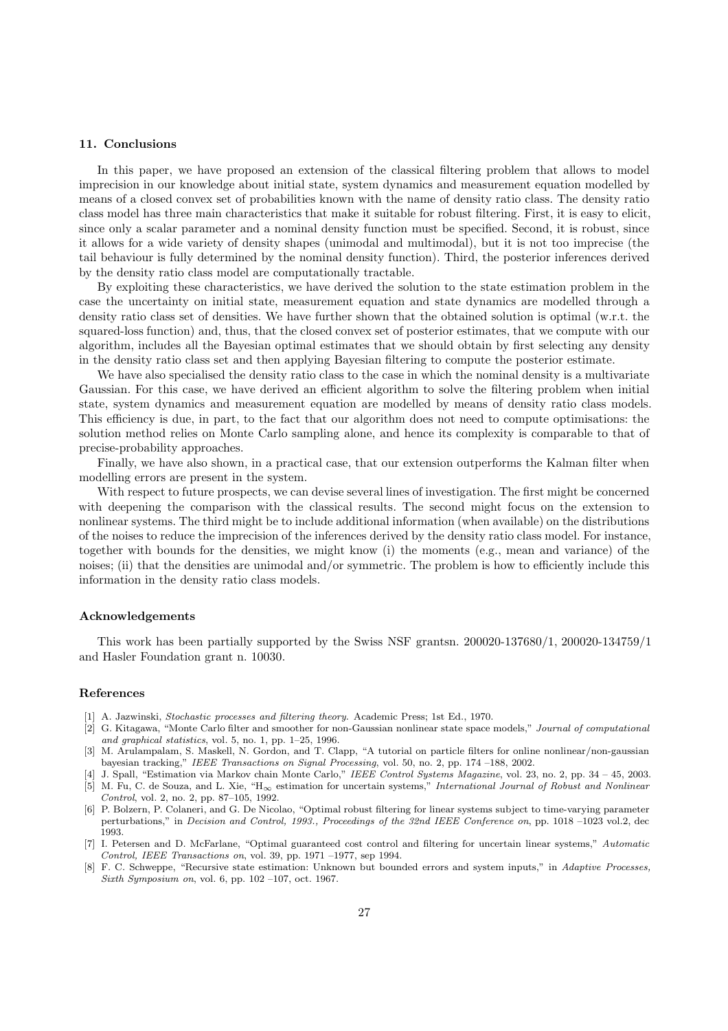### 11. Conclusions

In this paper, we have proposed an extension of the classical filtering problem that allows to model imprecision in our knowledge about initial state, system dynamics and measurement equation modelled by means of a closed convex set of probabilities known with the name of density ratio class. The density ratio class model has three main characteristics that make it suitable for robust filtering. First, it is easy to elicit, since only a scalar parameter and a nominal density function must be specified. Second, it is robust, since it allows for a wide variety of density shapes (unimodal and multimodal), but it is not too imprecise (the tail behaviour is fully determined by the nominal density function). Third, the posterior inferences derived by the density ratio class model are computationally tractable.

By exploiting these characteristics, we have derived the solution to the state estimation problem in the case the uncertainty on initial state, measurement equation and state dynamics are modelled through a density ratio class set of densities. We have further shown that the obtained solution is optimal (w.r.t. the squared-loss function) and, thus, that the closed convex set of posterior estimates, that we compute with our algorithm, includes all the Bayesian optimal estimates that we should obtain by first selecting any density in the density ratio class set and then applying Bayesian filtering to compute the posterior estimate.

We have also specialised the density ratio class to the case in which the nominal density is a multivariate Gaussian. For this case, we have derived an efficient algorithm to solve the filtering problem when initial state, system dynamics and measurement equation are modelled by means of density ratio class models. This efficiency is due, in part, to the fact that our algorithm does not need to compute optimisations: the solution method relies on Monte Carlo sampling alone, and hence its complexity is comparable to that of precise-probability approaches.

Finally, we have also shown, in a practical case, that our extension outperforms the Kalman filter when modelling errors are present in the system.

With respect to future prospects, we can devise several lines of investigation. The first might be concerned with deepening the comparison with the classical results. The second might focus on the extension to nonlinear systems. The third might be to include additional information (when available) on the distributions of the noises to reduce the imprecision of the inferences derived by the density ratio class model. For instance, together with bounds for the densities, we might know (i) the moments (e.g., mean and variance) of the noises; (ii) that the densities are unimodal and/or symmetric. The problem is how to efficiently include this information in the density ratio class models.

### Acknowledgements

This work has been partially supported by the Swiss NSF grantsn. 200020-137680/1, 200020-134759/1 and Hasler Foundation grant n. 10030.

### References

[1] A. Jazwinski, *Stochastic processes and filtering theory*. Academic Press; 1st Ed., 1970.

[2] G. Kitagawa, "Monte Carlo filter and smoother for non-Gaussian nonlinear state space models," *Journal of computational and graphical statistics*, vol. 5, no. 1, pp. 1–25, 1996.

[3] M. Arulampalam, S. Maskell, N. Gordon, and T. Clapp, "A tutorial on particle filters for online nonlinear/non-gaussian bayesian tracking," *IEEE Transactions on Signal Processing*, vol. 50, no. 2, pp. 174 –188, 2002.

[4] J. Spall, "Estimation via Markov chain Monte Carlo," *IEEE Control Systems Magazine*, vol. 23, no. 2, pp. 34 – 45, 2003.

[5] M. Fu, C. de Souza, and L. Xie, "$H_\infty$ estimation for uncertain systems," *International Journal of Robust and Nonlinear Control*, vol. 2, no. 2, pp. 87–105, 1992.

[6] P. Bolzern, P. Colaneri, and G. De Nicolao, "Optimal robust filtering for linear systems subject to time-varying parameter perturbations," in *Decision and Control, 1993., Proceedings of the 32nd IEEE Conference on*, pp. 1018 –1023 vol.2, dec 1993.

[7] I. Petersen and D. McFarlane, "Optimal guaranteed cost control and filtering for uncertain linear systems," *Automatic Control, IEEE Transactions on*, vol. 39, pp. 1971 –1977, sep 1994.

[8] F. C. Schweppe, "Recursive state estimation: Unknown but bounded errors and system inputs," in *Adaptive Processes, Sixth Symposium on*, vol. 6, pp. 102 –107, oct. 1967.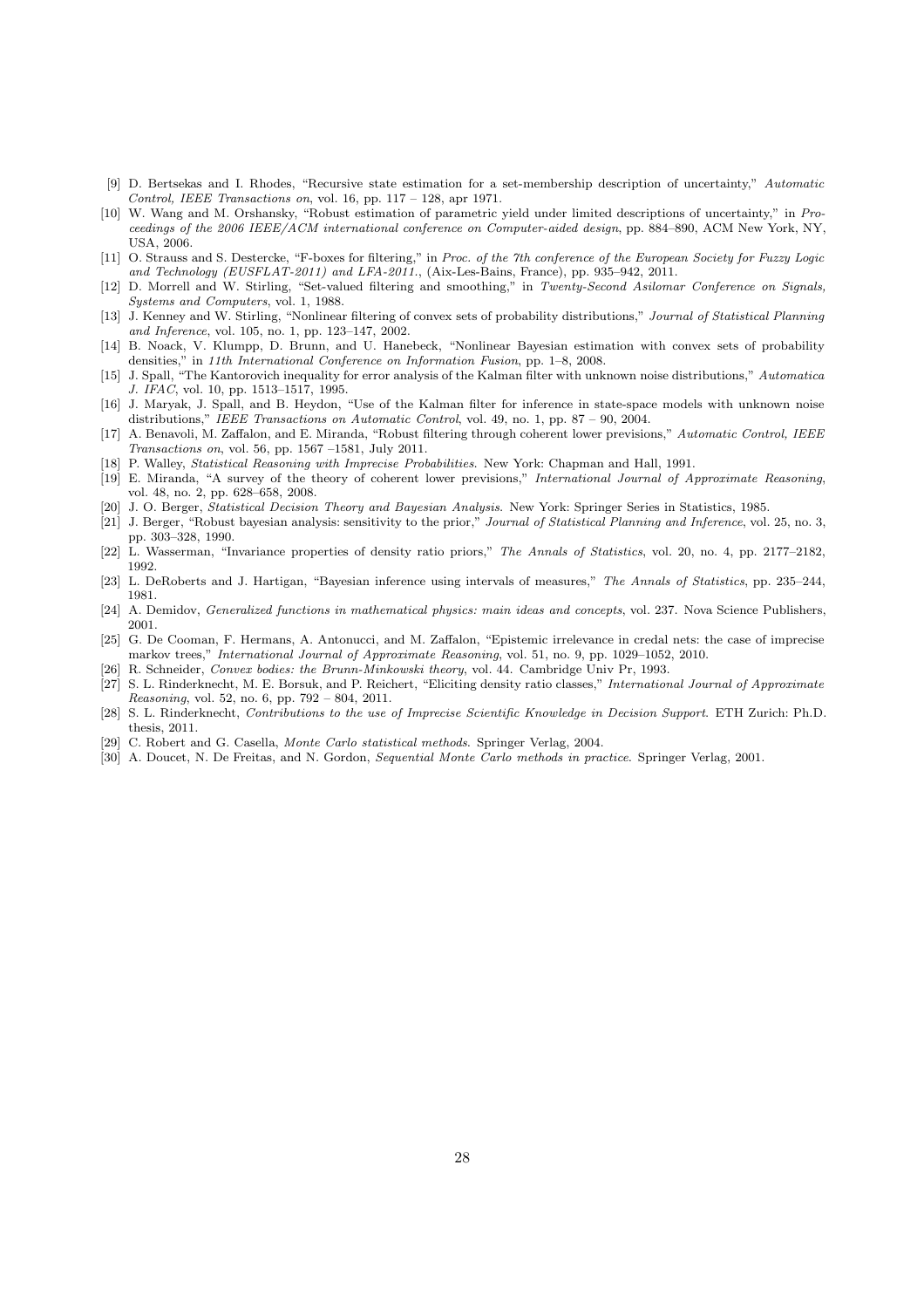[9] D. Bertsekas and I. Rhodes, "Recursive state estimation for a set-membership description of uncertainty," *Automatic Control, IEEE Transactions on*, vol. 16, pp. 117 – 128, apr 1971.

[10] W. Wang and M. Orshansky, "Robust estimation of parametric yield under limited descriptions of uncertainty," in *Proceedings of the 2006 IEEE/ACM international conference on Computer-aided design*, pp. 884–890, ACM New York, NY, USA, 2006.

[11] O. Strauss and S. Destercke, "F-boxes for filtering," in *Proc. of the 7th conference of the European Society for Fuzzy Logic and Technology (EUSFLAT-2011) and LFA-2011.*, (Aix-Les-Bains, France), pp. 935–942, 2011.

[12] D. Morrell and W. Stirling, "Set-valued filtering and smoothing," in *Twenty-Second Asilomar Conference on Signals, Systems and Computers*, vol. 1, 1988.

[13] J. Kenney and W. Stirling, "Nonlinear filtering of convex sets of probability distributions," *Journal of Statistical Planning and Inference*, vol. 105, no. 1, pp. 123–147, 2002.

[14] B. Noack, V. Klumpp, D. Brunn, and U. Hanebeck, "Nonlinear Bayesian estimation with convex sets of probability densities," in *11th International Conference on Information Fusion*, pp. 1–8, 2008.

[15] J. Spall, "The Kantorovich inequality for error analysis of the Kalman filter with unknown noise distributions," *Automatica J. IFAC*, vol. 10, pp. 1513–1517, 1995.

[16] J. Maryak, J. Spall, and B. Heydon, "Use of the Kalman filter for inference in state-space models with unknown noise distributions," *IEEE Transactions on Automatic Control*, vol. 49, no. 1, pp. 87 – 90, 2004.

[17] A. Benavoli, M. Zaffalon, and E. Miranda, "Robust filtering through coherent lower previsions," *Automatic Control, IEEE Transactions on*, vol. 56, pp. 1567 –1581, July 2011.

[18] P. Walley, *Statistical Reasoning with Imprecise Probabilities*. New York: Chapman and Hall, 1991.

[19] E. Miranda, "A survey of the theory of coherent lower previsions," *International Journal of Approximate Reasoning*, vol. 48, no. 2, pp. 628–658, 2008.

[20] J. O. Berger, *Statistical Decision Theory and Bayesian Analysis*. New York: Springer Series in Statistics, 1985.

[21] J. Berger, "Robust bayesian analysis: sensitivity to the prior," *Journal of Statistical Planning and Inference*, vol. 25, no. 3, pp. 303–328, 1990.

[22] L. Wasserman, "Invariance properties of density ratio priors," *The Annals of Statistics*, vol. 20, no. 4, pp. 2177–2182, 1992.

[23] L. DeRoberts and J. Hartigan, "Bayesian inference using intervals of measures," *The Annals of Statistics*, pp. 235–244, 1981.

[24] A. Demidov, *Generalized functions in mathematical physics: main ideas and concepts*, vol. 237. Nova Science Publishers, 2001.

[25] G. De Cooman, F. Hermans, A. Antonucci, and M. Zaffalon, "Epistemic irrelevance in credal nets: the case of imprecise markov trees," *International Journal of Approximate Reasoning*, vol. 51, no. 9, pp. 1029–1052, 2010.

[26] R. Schneider, *Convex bodies: the Brunn-Minkowski theory*, vol. 44. Cambridge Univ Pr, 1993.

[27] S. L. Rinderknecht, M. E. Borsuk, and P. Reichert, "Eliciting density ratio classes," *International Journal of Approximate Reasoning*, vol. 52, no. 6, pp. 792 – 804, 2011.

[28] S. L. Rinderknecht, *Contributions to the use of Imprecise Scientific Knowledge in Decision Support*. ETH Zurich: Ph.D. thesis, 2011.

[29] C. Robert and G. Casella, *Monte Carlo statistical methods*. Springer Verlag, 2004.

[30] A. Doucet, N. De Freitas, and N. Gordon, *Sequential Monte Carlo methods in practice*. Springer Verlag, 2001.